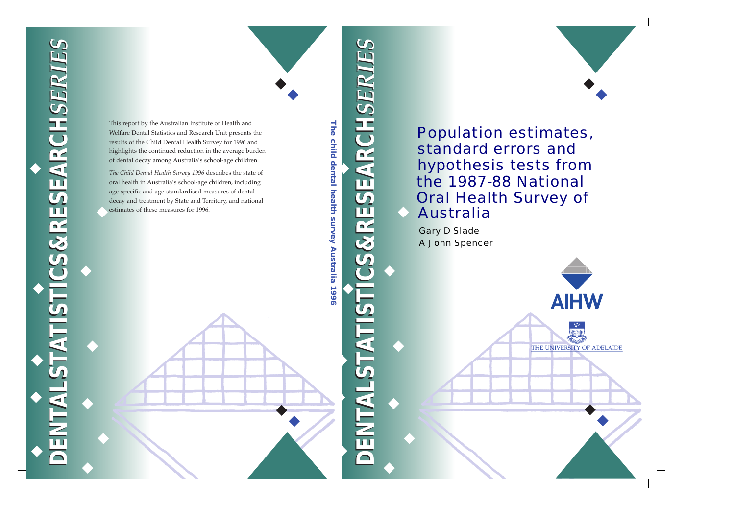# Population estimates, standard errors and hypothesis tests from the 1987-88 National Oral Health Survey of Australia

Gary D Slade

A John Spencer

DENTAL STATISTICS & RESEARCH SERIES

AIHW

THE UNIVERSITY OF ADELAIDE

The child dental health survey Australia 1996

This report by the Australian Institute of Health and Welfare Dental Statistics and Research Unit presents the results of the Child Dental Health Survey for 1996 and highlights the continued reduction in the average burden of dental decay among Australia's school-age children.

*The Child Dental Health Survey 1996* describes the state of oral health in Australia's school-age children, including age-specific and age-standardised measures of dental decay and treatment by State and Territory, and national estimates of these measures for 1996.

DENTAL STATISTICS & RESEARCH SERIES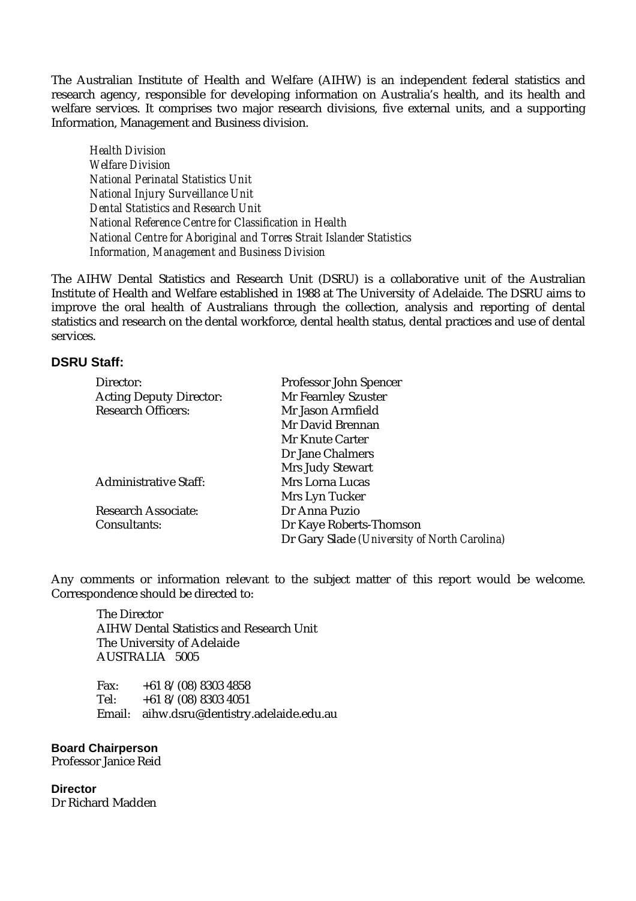The Australian Institute of Health and Welfare (AIHW) is an independent federal statistics and research agency, responsible for developing information on Australia's health, and its health and welfare services. It comprises two major research divisions, five external units, and a supporting Information, Management and Business division.

*Health Division*
*Welfare Division*
*National Perinatal Statistics Unit*
*National Injury Surveillance Unit*
*Dental Statistics and Research Unit*
*National Reference Centre for Classification in Health*
*National Centre for Aboriginal and Torres Strait Islander Statistics*
*Information, Management and Business Division*

The AIHW Dental Statistics and Research Unit (DSRU) is a collaborative unit of the Australian Institute of Health and Welfare established in 1988 at The University of Adelaide. The DSRU aims to improve the oral health of Australians through the collection, analysis and reporting of dental statistics and research on the dental workforce, dental health status, dental practices and use of dental services.

**DSRU Staff:**

| | |
|---|---|
| Director: | Professor John Spencer |
| Acting Deputy Director: | Mr Fearnley Szuster |
| Research Officers: | Mr Jason Armfield |
| | Mr David Brennan |
| | Mr Knute Carter |
| | Dr Jane Chalmers |
| | Mrs Judy Stewart |
| Administrative Staff: | Mrs Lorna Lucas |
| | Mrs Lyn Tucker |
| Research Associate: | Dr Anna Puzio |
| Consultants: | Dr Kaye Roberts-Thomson |
| | Dr Gary Slade *(University of North Carolina)* |

Any comments or information relevant to the subject matter of this report would be welcome. Correspondence should be directed to:

The Director
AIHW Dental Statistics and Research Unit
The University of Adelaide
AUSTRALIA 5005

Fax: +61 8/(08) 8303 4858
Tel: +61 8/(08) 8303 4051
Email: aihw.dsru@dentistry.adelaide.edu.au

**Board Chairperson**
Professor Janice Reid

**Director**
Dr Richard Madden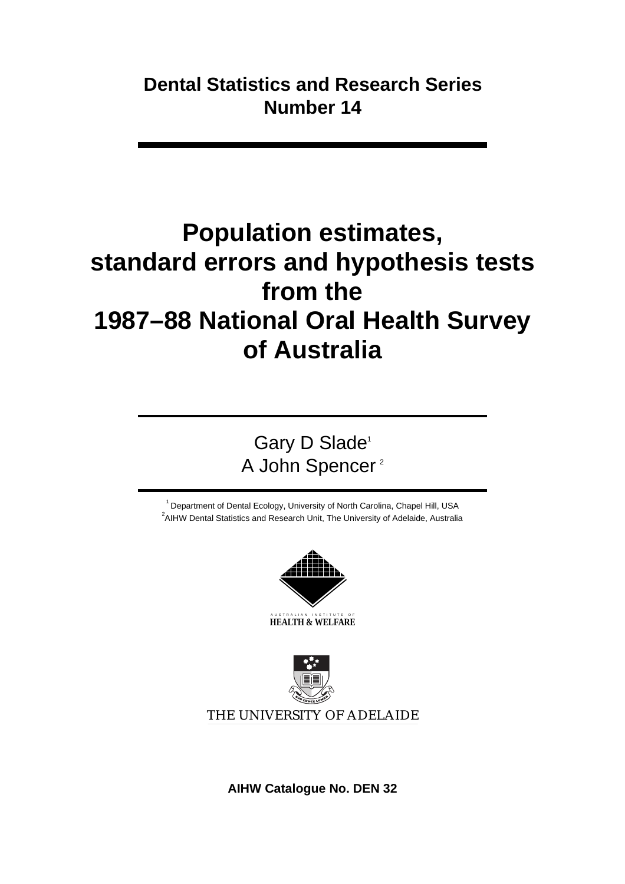**Dental Statistics and Research Series Number 14**

# Population estimates, standard errors and hypothesis tests from the 1987–88 National Oral Health Survey of Australia

Gary D Slade[1]
A John Spencer[2]

[1] Department of Dental Ecology, University of North Carolina, Chapel Hill, USA
[2]AIHW Dental Statistics and Research Unit, The University of Adelaide, Australia

AUSTRALIAN INSTITUTE OF
HEALTH & WELFARE

THE UNIVERSITY OF ADELAIDE

**AIHW Catalogue No. DEN 32**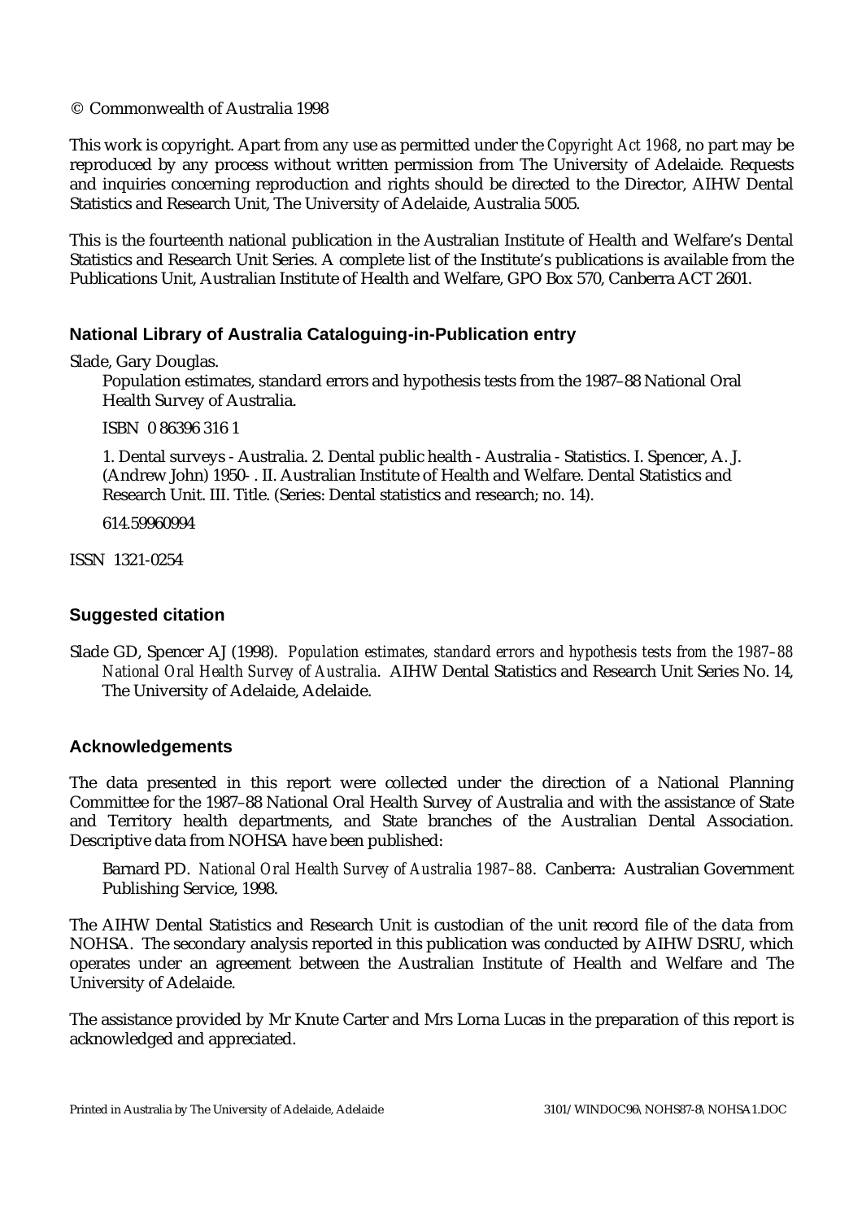© Commonwealth of Australia 1998

This work is copyright. Apart from any use as permitted under the *Copyright Act 1968*, no part may be reproduced by any process without written permission from The University of Adelaide. Requests and inquiries concerning reproduction and rights should be directed to the Director, AIHW Dental Statistics and Research Unit, The University of Adelaide, Australia 5005.

This is the fourteenth national publication in the Australian Institute of Health and Welfare's Dental Statistics and Research Unit Series. A complete list of the Institute's publications is available from the Publications Unit, Australian Institute of Health and Welfare, GPO Box 570, Canberra ACT 2601.

### National Library of Australia Cataloguing-in-Publication entry

Slade, Gary Douglas.

Population estimates, standard errors and hypothesis tests from the 1987–88 National Oral Health Survey of Australia.

ISBN 0 86396 316 1

1. Dental surveys - Australia. 2. Dental public health - Australia - Statistics. I. Spencer, A. J. (Andrew John) 1950- . II. Australian Institute of Health and Welfare. Dental Statistics and Research Unit. III. Title. (Series: Dental statistics and research; no. 14).

614.59960994

ISSN 1321-0254

### Suggested citation

Slade GD, Spencer AJ (1998). *Population estimates, standard errors and hypothesis tests from the 1987–88 National Oral Health Survey of Australia*. AIHW Dental Statistics and Research Unit Series No. 14, The University of Adelaide, Adelaide.

### Acknowledgements

The data presented in this report were collected under the direction of a National Planning Committee for the 1987–88 National Oral Health Survey of Australia and with the assistance of State and Territory health departments, and State branches of the Australian Dental Association. Descriptive data from NOHSA have been published:

Barnard PD. *National Oral Health Survey of Australia 1987–88*. Canberra: Australian Government Publishing Service, 1998.

The AIHW Dental Statistics and Research Unit is custodian of the unit record file of the data from NOHSA. The secondary analysis reported in this publication was conducted by AIHW DSRU, which operates under an agreement between the Australian Institute of Health and Welfare and The University of Adelaide.

The assistance provided by Mr Knute Carter and Mrs Lorna Lucas in the preparation of this report is acknowledged and appreciated.

Printed in Australia by The University of Adelaide, Adelaide 3101/WINDOC96\NOHS87-8\NOHSA1.DOC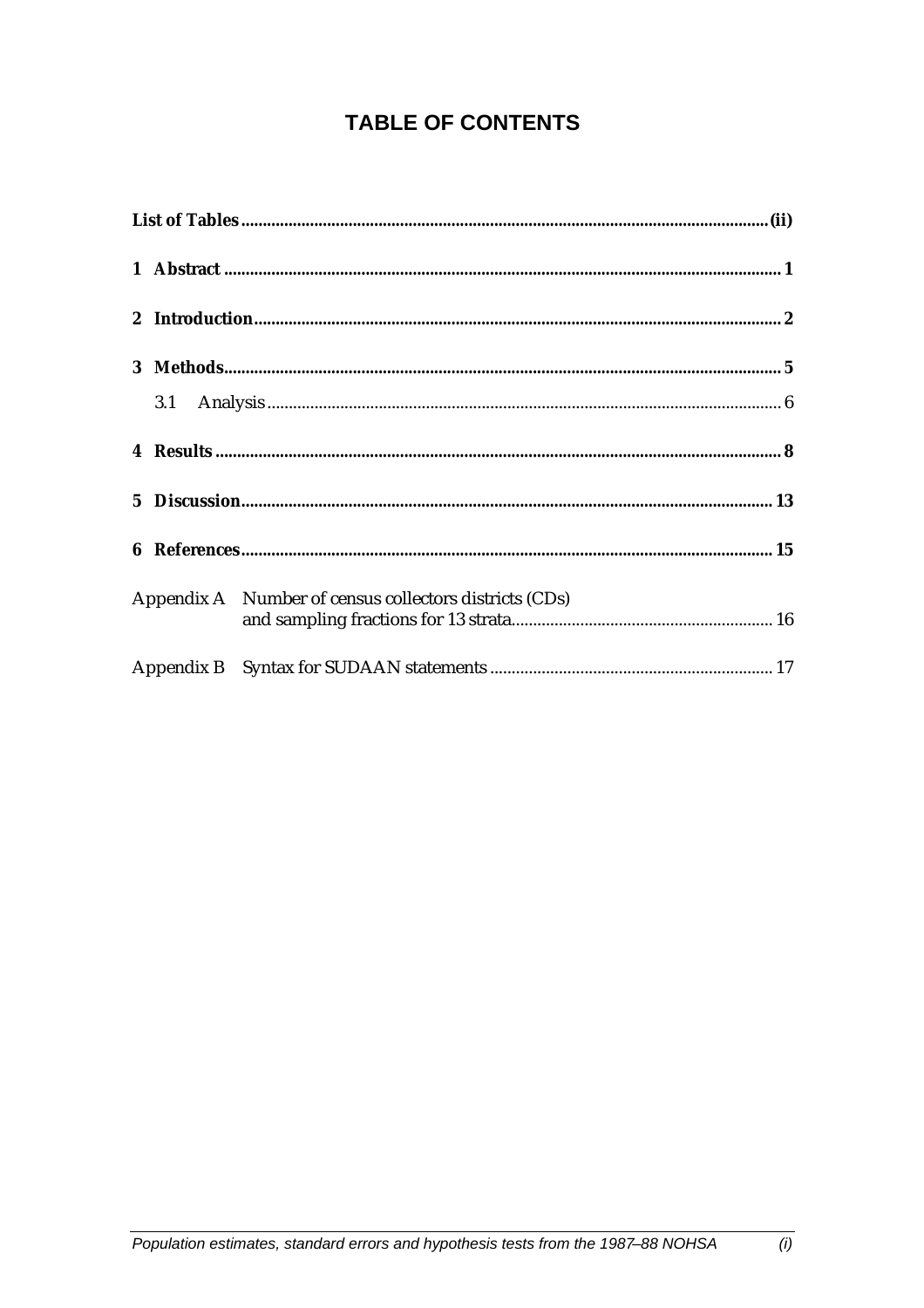# TABLE OF CONTENTS

**List of Tables** .......... **(ii)**

**1 Abstract** .......... **1**

**2 Introduction** .......... **2**

**3 Methods** .......... **5**

- 3.1 Analysis .......... 6

**4 Results** .......... **8**

**5 Discussion** .......... **13**

**6 References** .......... **15**

Appendix A Number of census collectors districts (CDs) and sampling fractions for 13 strata .......... 16

Appendix B Syntax for SUDAAN statements .......... 17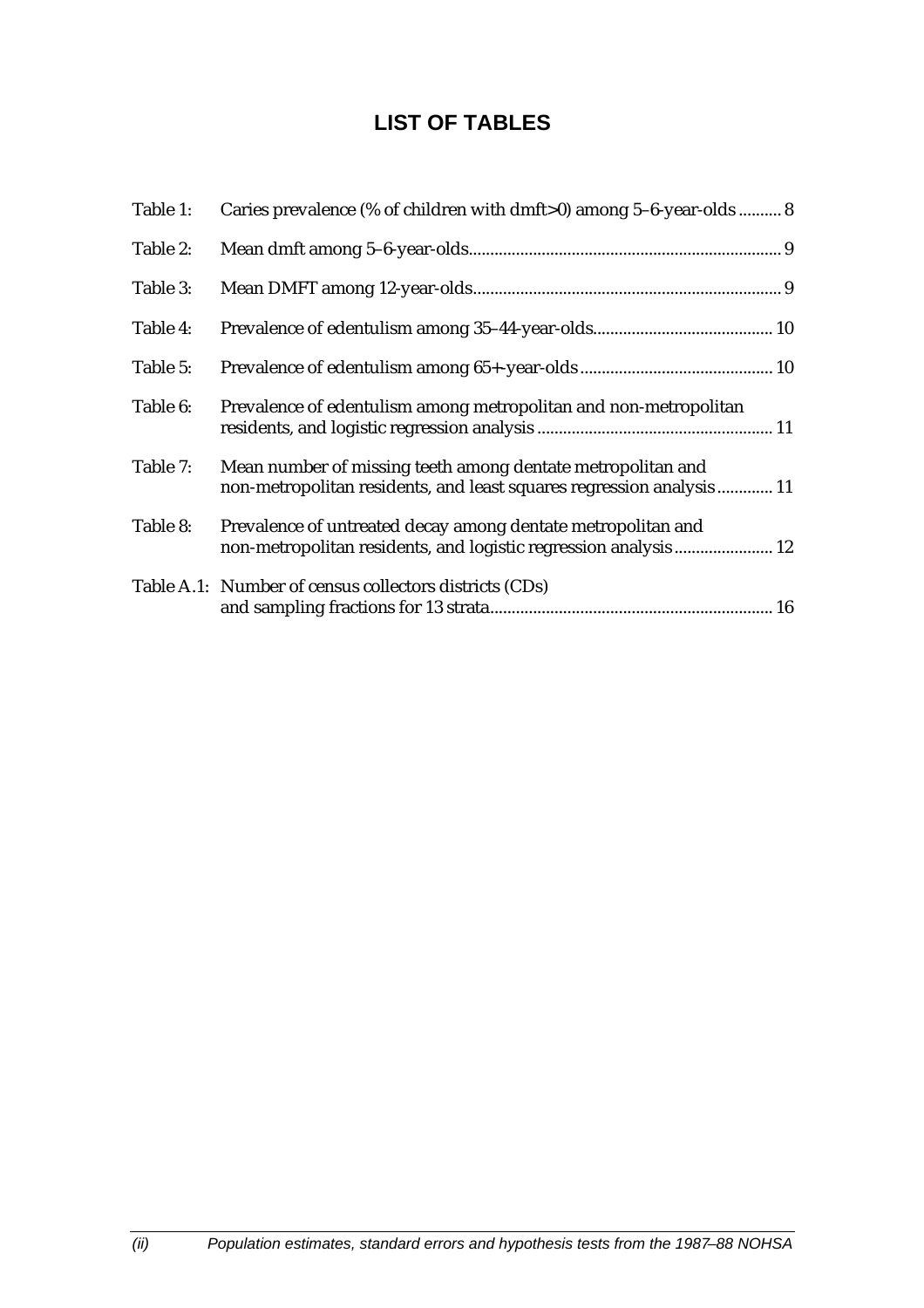# LIST OF TABLES

Table 1: Caries prevalence (% of children with dmft>0) among 5–6-year-olds .......... 8

Table 2: Mean dmft among 5–6-year-olds........................................................................ 9

Table 3: Mean DMFT among 12-year-olds....................................................................... 9

Table 4: Prevalence of edentulism among 35–44-year-olds.......................................... 10

Table 5: Prevalence of edentulism among 65+-year-olds ............................................ 10

Table 6: Prevalence of edentulism among metropolitan and non-metropolitan residents, and logistic regression analysis ...................................................... 11

Table 7: Mean number of missing teeth among dentate metropolitan and non-metropolitan residents, and least squares regression analysis ............ 11

Table 8: Prevalence of untreated decay among dentate metropolitan and non-metropolitan residents, and logistic regression analysis ....................... 12

Table A.1: Number of census collectors districts (CDs) and sampling fractions for 13 strata................................................................. 16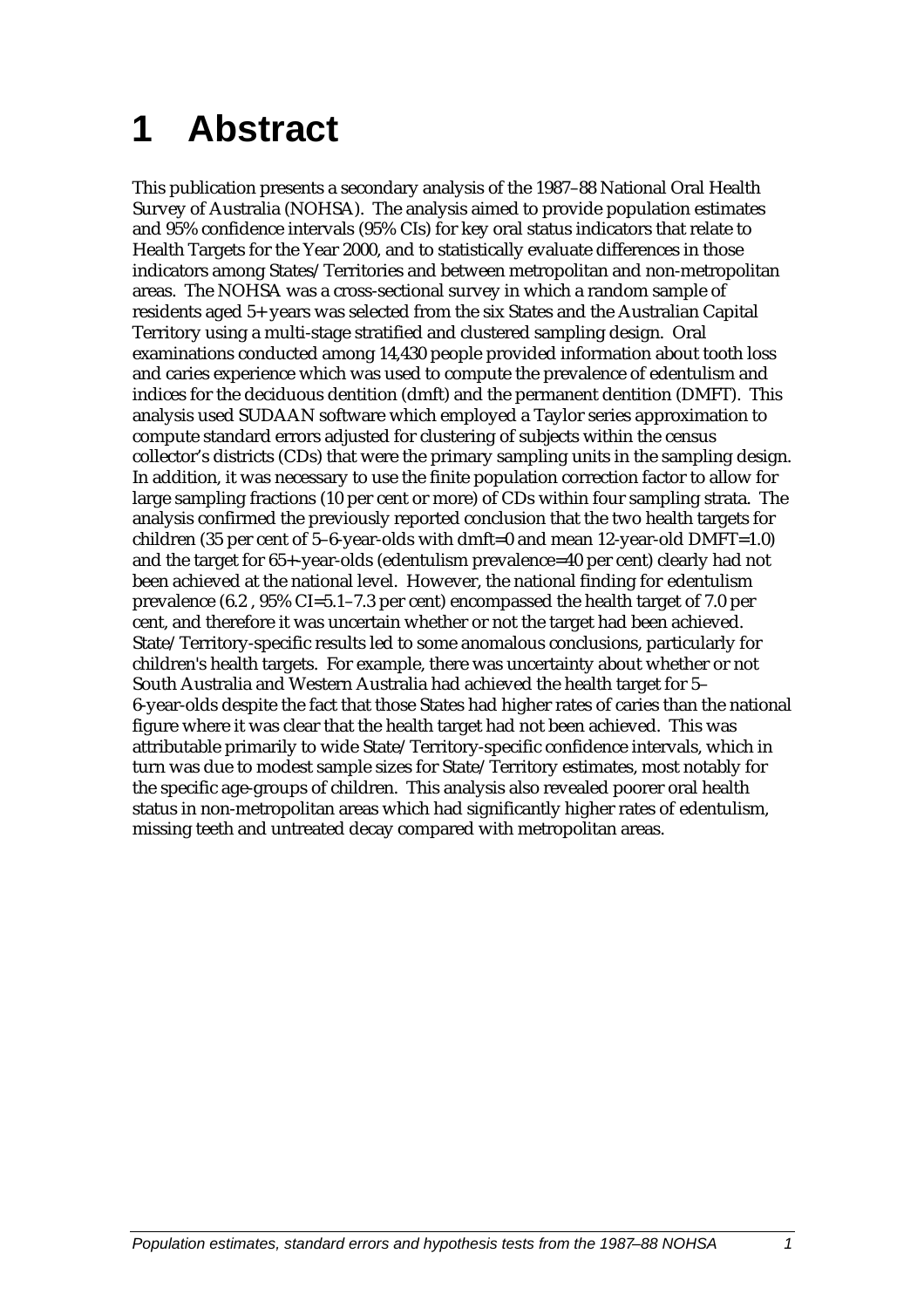# 1 Abstract

This publication presents a secondary analysis of the 1987–88 National Oral Health Survey of Australia (NOHSA). The analysis aimed to provide population estimates and 95% confidence intervals (95% CIs) for key oral status indicators that relate to Health Targets for the Year 2000, and to statistically evaluate differences in those indicators among States/Territories and between metropolitan and non-metropolitan areas. The NOHSA was a cross-sectional survey in which a random sample of residents aged 5+ years was selected from the six States and the Australian Capital Territory using a multi-stage stratified and clustered sampling design. Oral examinations conducted among 14,430 people provided information about tooth loss and caries experience which was used to compute the prevalence of edentulism and indices for the deciduous dentition (dmft) and the permanent dentition (DMFT). This analysis used SUDAAN software which employed a Taylor series approximation to compute standard errors adjusted for clustering of subjects within the census collector's districts (CDs) that were the primary sampling units in the sampling design. In addition, it was necessary to use the finite population correction factor to allow for large sampling fractions (10 per cent or more) of CDs within four sampling strata. The analysis confirmed the previously reported conclusion that the two health targets for children (35 per cent of 5–6-year-olds with dmft=0 and mean 12-year-old DMFT=1.0) and the target for 65+-year-olds (edentulism prevalence=40 per cent) clearly had not been achieved at the national level. However, the national finding for edentulism prevalence (6.2 , 95% CI=5.1–7.3 per cent) encompassed the health target of 7.0 per cent, and therefore it was uncertain whether or not the target had been achieved. State/Territory-specific results led to some anomalous conclusions, particularly for children's health targets. For example, there was uncertainty about whether or not South Australia and Western Australia had achieved the health target for 5–6-year-olds despite the fact that those States had higher rates of caries than the national figure where it was clear that the health target had not been achieved. This was attributable primarily to wide State/Territory-specific confidence intervals, which in turn was due to modest sample sizes for State/Territory estimates, most notably for the specific age-groups of children. This analysis also revealed poorer oral health status in non-metropolitan areas which had significantly higher rates of edentulism, missing teeth and untreated decay compared with metropolitan areas.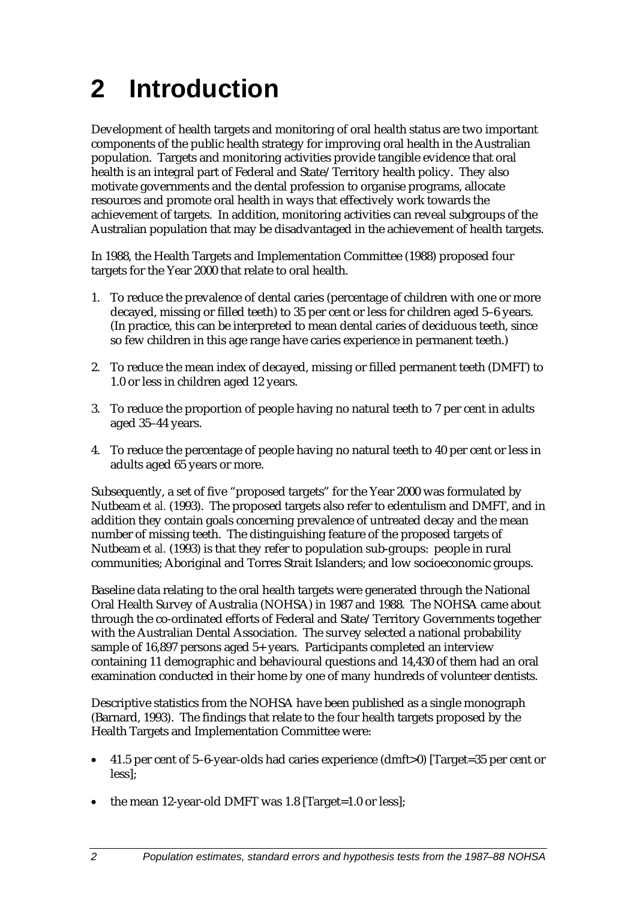# 2 Introduction

Development of health targets and monitoring of oral health status are two important components of the public health strategy for improving oral health in the Australian population. Targets and monitoring activities provide tangible evidence that oral health is an integral part of Federal and State/Territory health policy. They also motivate governments and the dental profession to organise programs, allocate resources and promote oral health in ways that effectively work towards the achievement of targets. In addition, monitoring activities can reveal subgroups of the Australian population that may be disadvantaged in the achievement of health targets.

In 1988, the Health Targets and Implementation Committee (1988) proposed four targets for the Year 2000 that relate to oral health.

1. To reduce the prevalence of dental caries (percentage of children with one or more decayed, missing or filled teeth) to 35 per cent or less for children aged 5–6 years. (In practice, this can be interpreted to mean dental caries of deciduous teeth, since so few children in this age range have caries experience in permanent teeth.)
2. To reduce the mean index of decayed, missing or filled permanent teeth (DMFT) to 1.0 or less in children aged 12 years.
3. To reduce the proportion of people having no natural teeth to 7 per cent in adults aged 35–44 years.
4. To reduce the percentage of people having no natural teeth to 40 per cent or less in adults aged 65 years or more.

Subsequently, a set of five "proposed targets" for the Year 2000 was formulated by Nutbeam *et al.* (1993). The proposed targets also refer to edentulism and DMFT, and in addition they contain goals concerning prevalence of untreated decay and the mean number of missing teeth. The distinguishing feature of the proposed targets of Nutbeam *et al.* (1993) is that they refer to population sub-groups: people in rural communities; Aboriginal and Torres Strait Islanders; and low socioeconomic groups.

Baseline data relating to the oral health targets were generated through the National Oral Health Survey of Australia (NOHSA) in 1987 and 1988. The NOHSA came about through the co-ordinated efforts of Federal and State/Territory Governments together with the Australian Dental Association. The survey selected a national probability sample of 16,897 persons aged 5+ years. Participants completed an interview containing 11 demographic and behavioural questions and 14,430 of them had an oral examination conducted in their home by one of many hundreds of volunteer dentists.

Descriptive statistics from the NOHSA have been published as a single monograph (Barnard, 1993). The findings that relate to the four health targets proposed by the Health Targets and Implementation Committee were:

- 41.5 per cent of 5–6-year-olds had caries experience (dmft>0) [Target=35 per cent or less];
- the mean 12-year-old DMFT was 1.8 [Target=1.0 or less];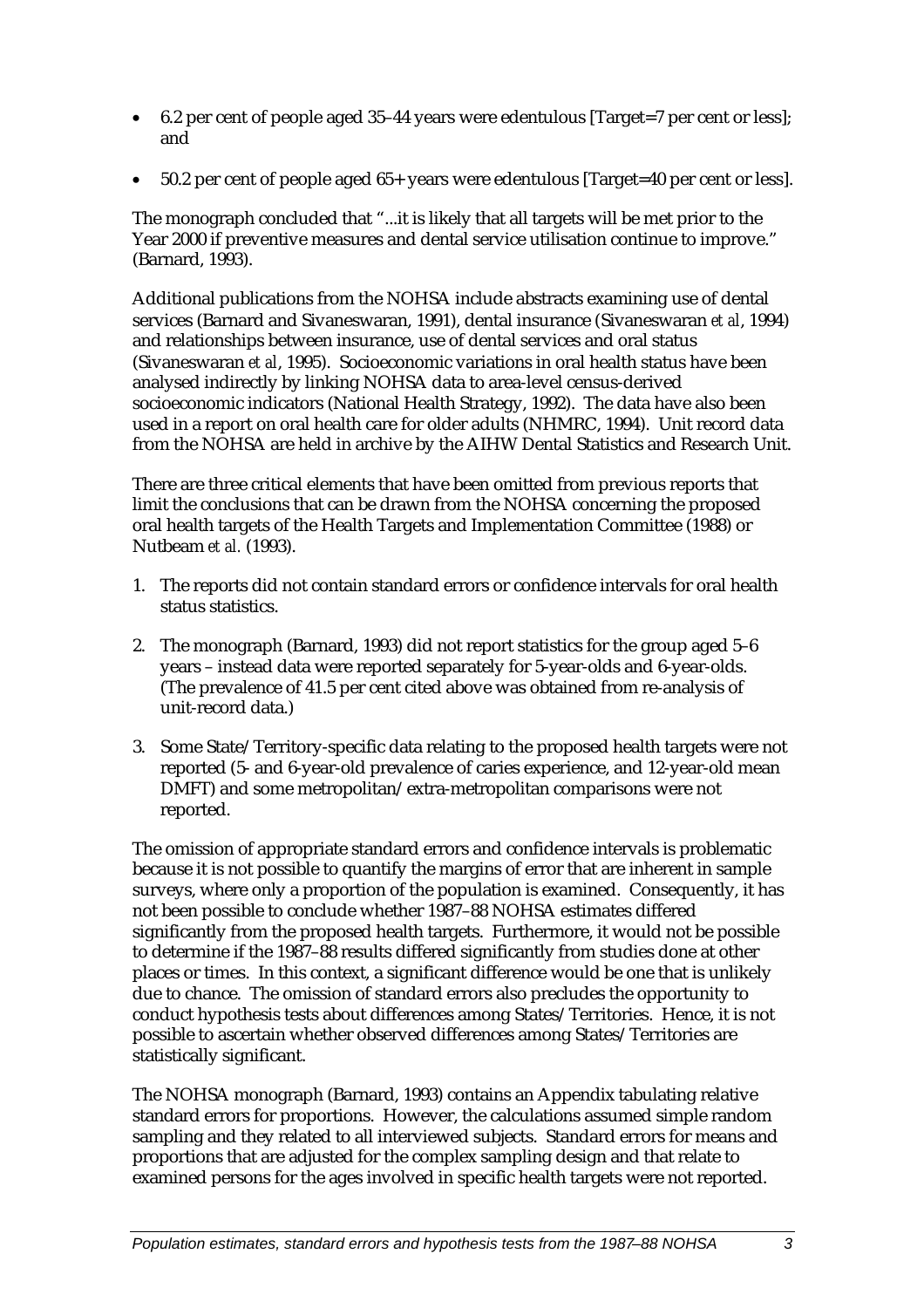- 6.2 per cent of people aged 35–44 years were edentulous [Target=7 per cent or less]; and
- 50.2 per cent of people aged 65+ years were edentulous [Target=40 per cent or less].

The monograph concluded that "...it is likely that all targets will be met prior to the Year 2000 if preventive measures and dental service utilisation continue to improve." (Barnard, 1993).

Additional publications from the NOHSA include abstracts examining use of dental services (Barnard and Sivaneswaran, 1991), dental insurance (Sivaneswaran *et al*, 1994) and relationships between insurance, use of dental services and oral status (Sivaneswaran *et al*, 1995). Socioeconomic variations in oral health status have been analysed indirectly by linking NOHSA data to area-level census-derived socioeconomic indicators (National Health Strategy, 1992). The data have also been used in a report on oral health care for older adults (NHMRC, 1994). Unit record data from the NOHSA are held in archive by the AIHW Dental Statistics and Research Unit.

There are three critical elements that have been omitted from previous reports that limit the conclusions that can be drawn from the NOHSA concerning the proposed oral health targets of the Health Targets and Implementation Committee (1988) or Nutbeam *et al.* (1993).

1. The reports did not contain standard errors or confidence intervals for oral health status statistics.
2. The monograph (Barnard, 1993) did not report statistics for the group aged 5–6 years – instead data were reported separately for 5-year-olds and 6-year-olds. (The prevalence of 41.5 per cent cited above was obtained from re-analysis of unit-record data.)
3. Some State/Territory-specific data relating to the proposed health targets were not reported (5- and 6-year-old prevalence of caries experience, and 12-year-old mean DMFT) and some metropolitan/extra-metropolitan comparisons were not reported.

The omission of appropriate standard errors and confidence intervals is problematic because it is not possible to quantify the margins of error that are inherent in sample surveys, where only a proportion of the population is examined. Consequently, it has not been possible to conclude whether 1987–88 NOHSA estimates differed significantly from the proposed health targets. Furthermore, it would not be possible to determine if the 1987–88 results differed significantly from studies done at other places or times. In this context, a significant difference would be one that is unlikely due to chance. The omission of standard errors also precludes the opportunity to conduct hypothesis tests about differences among States/Territories. Hence, it is not possible to ascertain whether observed differences among States/Territories are statistically significant.

The NOHSA monograph (Barnard, 1993) contains an Appendix tabulating relative standard errors for proportions. However, the calculations assumed simple random sampling and they related to all interviewed subjects. Standard errors for means and proportions that are adjusted for the complex sampling design and that relate to examined persons for the ages involved in specific health targets were not reported.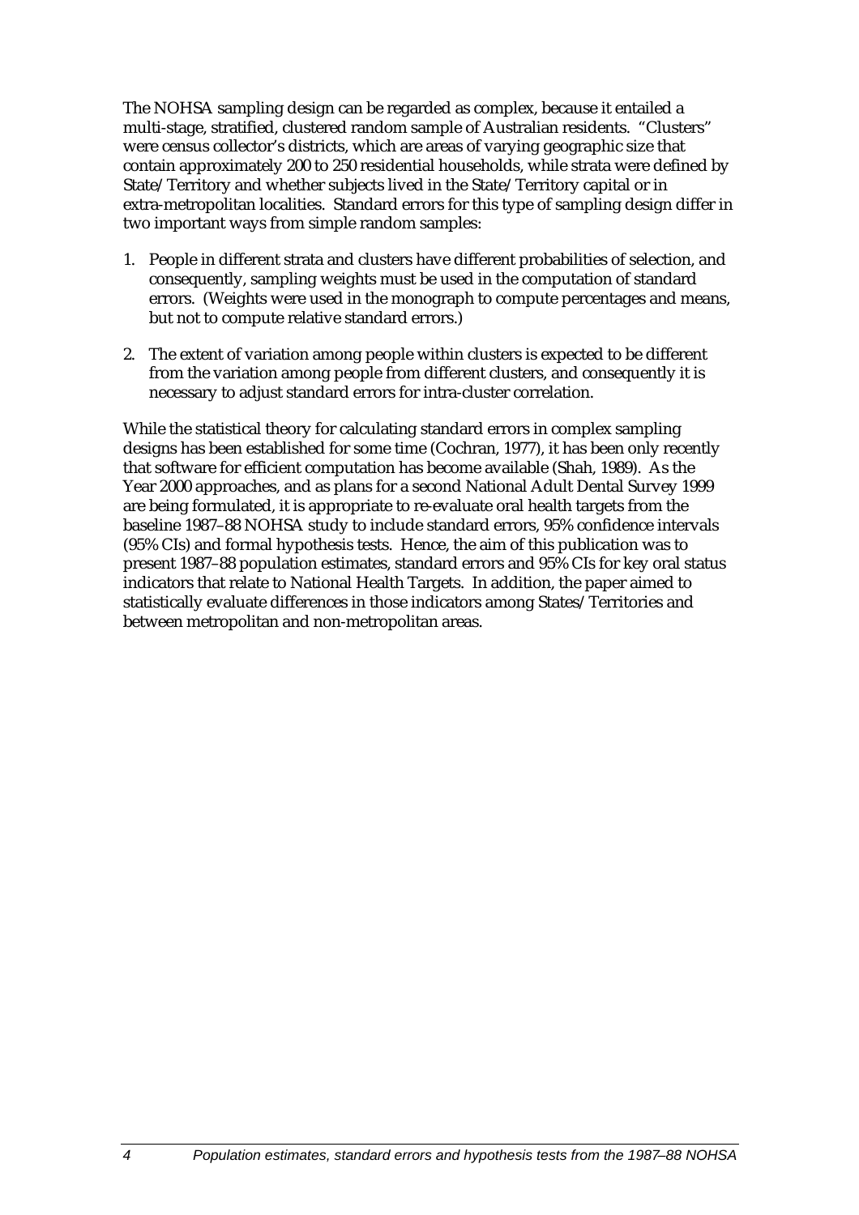The NOHSA sampling design can be regarded as complex, because it entailed a multi-stage, stratified, clustered random sample of Australian residents. "Clusters" were census collector's districts, which are areas of varying geographic size that contain approximately 200 to 250 residential households, while strata were defined by State/Territory and whether subjects lived in the State/Territory capital or in extra-metropolitan localities. Standard errors for this type of sampling design differ in two important ways from simple random samples:

1. People in different strata and clusters have different probabilities of selection, and consequently, sampling weights must be used in the computation of standard errors. (Weights were used in the monograph to compute percentages and means, but not to compute relative standard errors.)
2. The extent of variation among people within clusters is expected to be different from the variation among people from different clusters, and consequently it is necessary to adjust standard errors for intra-cluster correlation.

While the statistical theory for calculating standard errors in complex sampling designs has been established for some time (Cochran, 1977), it has been only recently that software for efficient computation has become available (Shah, 1989). As the Year 2000 approaches, and as plans for a second National Adult Dental Survey 1999 are being formulated, it is appropriate to re-evaluate oral health targets from the baseline 1987–88 NOHSA study to include standard errors, 95% confidence intervals (95% CIs) and formal hypothesis tests. Hence, the aim of this publication was to present 1987–88 population estimates, standard errors and 95% CIs for key oral status indicators that relate to National Health Targets. In addition, the paper aimed to statistically evaluate differences in those indicators among States/Territories and between metropolitan and non-metropolitan areas.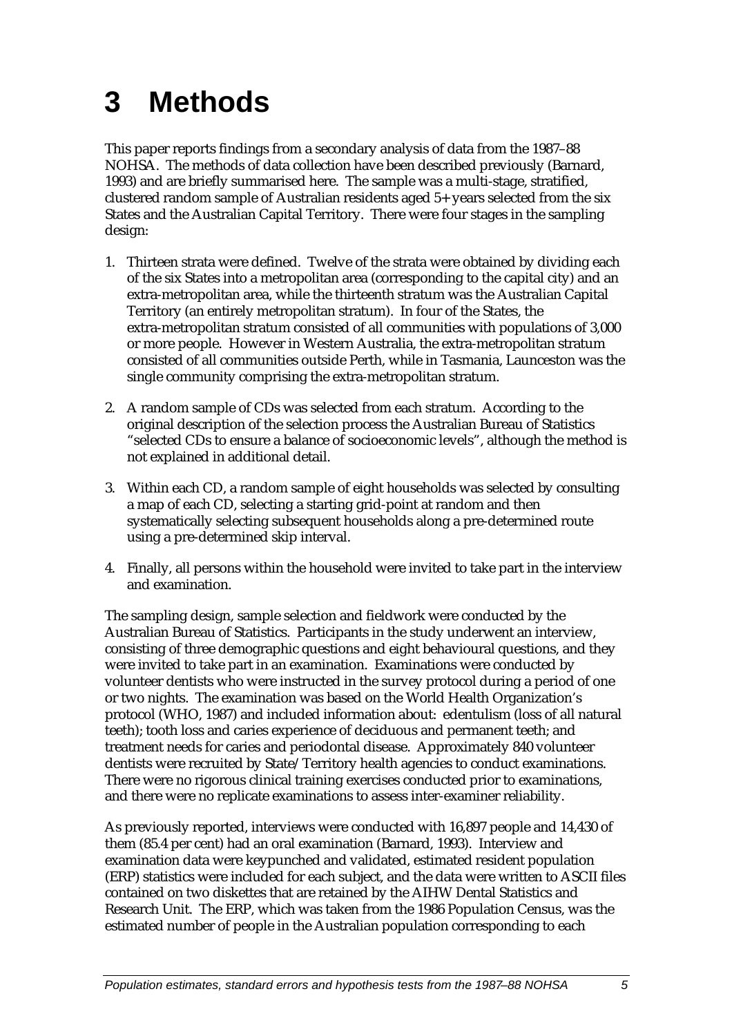# 3 Methods

This paper reports findings from a secondary analysis of data from the 1987–88 NOHSA. The methods of data collection have been described previously (Barnard, 1993) and are briefly summarised here. The sample was a multi-stage, stratified, clustered random sample of Australian residents aged 5+ years selected from the six States and the Australian Capital Territory. There were four stages in the sampling design:

1. Thirteen strata were defined. Twelve of the strata were obtained by dividing each of the six States into a metropolitan area (corresponding to the capital city) and an extra-metropolitan area, while the thirteenth stratum was the Australian Capital Territory (an entirely metropolitan stratum). In four of the States, the extra-metropolitan stratum consisted of all communities with populations of 3,000 or more people. However in Western Australia, the extra-metropolitan stratum consisted of all communities outside Perth, while in Tasmania, Launceston was the single community comprising the extra-metropolitan stratum.

2. A random sample of CDs was selected from each stratum. According to the original description of the selection process the Australian Bureau of Statistics "selected CDs to ensure a balance of socioeconomic levels", although the method is not explained in additional detail.

3. Within each CD, a random sample of eight households was selected by consulting a map of each CD, selecting a starting grid-point at random and then systematically selecting subsequent households along a pre-determined route using a pre-determined skip interval.

4. Finally, all persons within the household were invited to take part in the interview and examination.

The sampling design, sample selection and fieldwork were conducted by the Australian Bureau of Statistics. Participants in the study underwent an interview, consisting of three demographic questions and eight behavioural questions, and they were invited to take part in an examination. Examinations were conducted by volunteer dentists who were instructed in the survey protocol during a period of one or two nights. The examination was based on the World Health Organization's protocol (WHO, 1987) and included information about: edentulism (loss of all natural teeth); tooth loss and caries experience of deciduous and permanent teeth; and treatment needs for caries and periodontal disease. Approximately 840 volunteer dentists were recruited by State/Territory health agencies to conduct examinations. There were no rigorous clinical training exercises conducted prior to examinations, and there were no replicate examinations to assess inter-examiner reliability.

As previously reported, interviews were conducted with 16,897 people and 14,430 of them (85.4 per cent) had an oral examination (Barnard, 1993). Interview and examination data were keypunched and validated, estimated resident population (ERP) statistics were included for each subject, and the data were written to ASCII files contained on two diskettes that are retained by the AIHW Dental Statistics and Research Unit. The ERP, which was taken from the 1986 Population Census, was the estimated number of people in the Australian population corresponding to each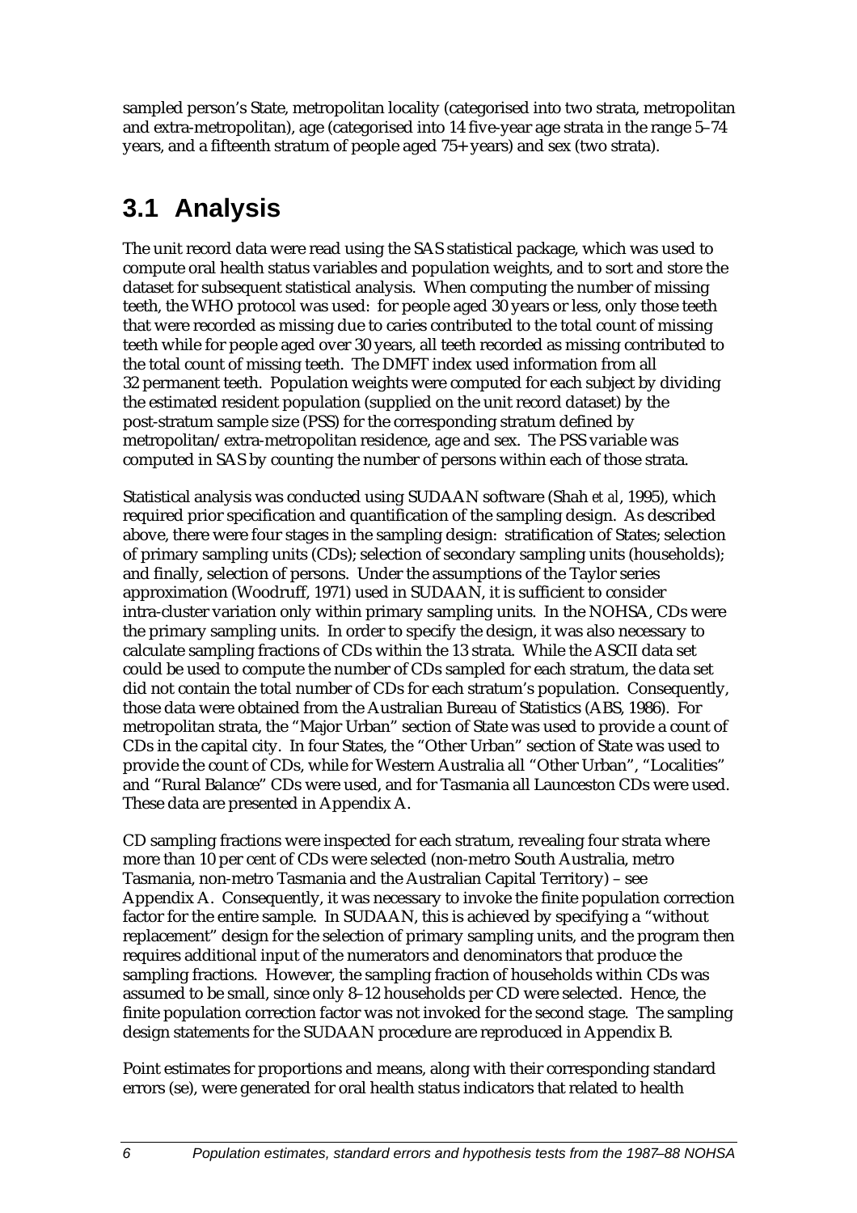sampled person's State, metropolitan locality (categorised into two strata, metropolitan and extra-metropolitan), age (categorised into 14 five-year age strata in the range 5–74 years, and a fifteenth stratum of people aged 75+ years) and sex (two strata).

# 3.1 Analysis

The unit record data were read using the SAS statistical package, which was used to compute oral health status variables and population weights, and to sort and store the dataset for subsequent statistical analysis. When computing the number of missing teeth, the WHO protocol was used: for people aged 30 years or less, only those teeth that were recorded as missing due to caries contributed to the total count of missing teeth while for people aged over 30 years, all teeth recorded as missing contributed to the total count of missing teeth. The DMFT index used information from all 32 permanent teeth. Population weights were computed for each subject by dividing the estimated resident population (supplied on the unit record dataset) by the post-stratum sample size (PSS) for the corresponding stratum defined by metropolitan/extra-metropolitan residence, age and sex. The PSS variable was computed in SAS by counting the number of persons within each of those strata.

Statistical analysis was conducted using SUDAAN software (Shah *et al*, 1995), which required prior specification and quantification of the sampling design. As described above, there were four stages in the sampling design: stratification of States; selection of primary sampling units (CDs); selection of secondary sampling units (households); and finally, selection of persons. Under the assumptions of the Taylor series approximation (Woodruff, 1971) used in SUDAAN, it is sufficient to consider intra-cluster variation only within primary sampling units. In the NOHSA, CDs were the primary sampling units. In order to specify the design, it was also necessary to calculate sampling fractions of CDs within the 13 strata. While the ASCII data set could be used to compute the number of CDs sampled for each stratum, the data set did not contain the total number of CDs for each stratum's population. Consequently, those data were obtained from the Australian Bureau of Statistics (ABS, 1986). For metropolitan strata, the "Major Urban" section of State was used to provide a count of CDs in the capital city. In four States, the "Other Urban" section of State was used to provide the count of CDs, while for Western Australia all "Other Urban", "Localities" and "Rural Balance" CDs were used, and for Tasmania all Launceston CDs were used. These data are presented in Appendix A.

CD sampling fractions were inspected for each stratum, revealing four strata where more than 10 per cent of CDs were selected (non-metro South Australia, metro Tasmania, non-metro Tasmania and the Australian Capital Territory) – see Appendix A. Consequently, it was necessary to invoke the finite population correction factor for the entire sample. In SUDAAN, this is achieved by specifying a "without replacement" design for the selection of primary sampling units, and the program then requires additional input of the numerators and denominators that produce the sampling fractions. However, the sampling fraction of households within CDs was assumed to be small, since only 8–12 households per CD were selected. Hence, the finite population correction factor was not invoked for the second stage. The sampling design statements for the SUDAAN procedure are reproduced in Appendix B.

Point estimates for proportions and means, along with their corresponding standard errors (se), were generated for oral health status indicators that related to health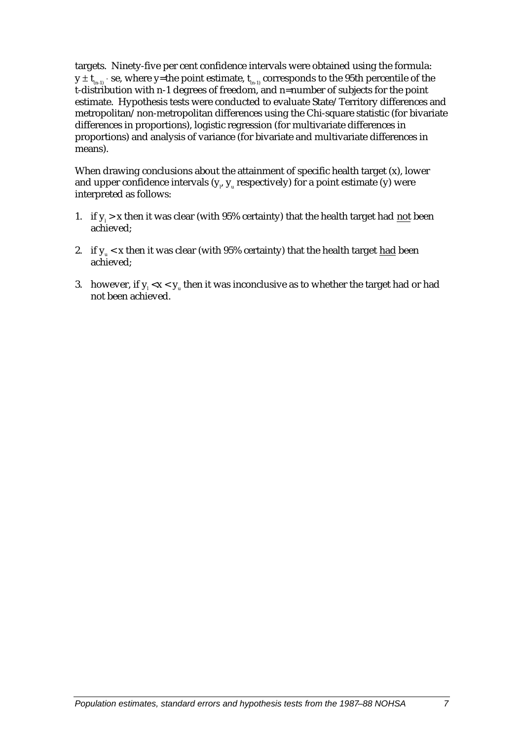targets. Ninety-five per cent confidence intervals were obtained using the formula: $y \pm t_{(n-1)} \cdot se$, where y=the point estimate, $t_{(n-1)}$ corresponds to the 95th percentile of the t-distribution with n-1 degrees of freedom, and n=number of subjects for the point estimate. Hypothesis tests were conducted to evaluate State/Territory differences and metropolitan/non-metropolitan differences using the Chi-square statistic (for bivariate differences in proportions), logistic regression (for multivariate differences in proportions) and analysis of variance (for bivariate and multivariate differences in means).

When drawing conclusions about the attainment of specific health target (x), lower and upper confidence intervals ($y_l$, $y_u$ respectively) for a point estimate (y) were interpreted as follows:

1. if $y_l > x$ then it was clear (with 95% certainty) that the health target had <u>not</u> been achieved;

2. if $y_u < x$ then it was clear (with 95% certainty) that the health target <u>had</u> been achieved;

3. however, if $y_l < x < y_u$ then it was inconclusive as to whether the target had or had not been achieved.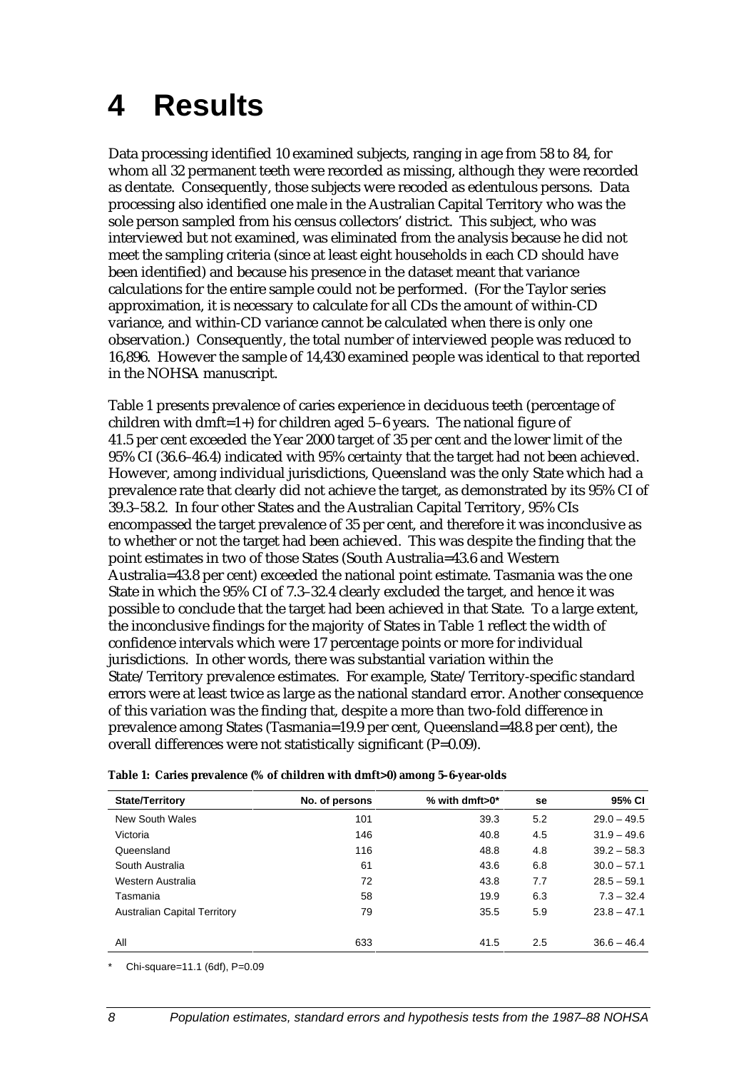# 4 Results

Data processing identified 10 examined subjects, ranging in age from 58 to 84, for whom all 32 permanent teeth were recorded as missing, although they were recorded as dentate. Consequently, those subjects were recoded as edentulous persons. Data processing also identified one male in the Australian Capital Territory who was the sole person sampled from his census collectors' district. This subject, who was interviewed but not examined, was eliminated from the analysis because he did not meet the sampling criteria (since at least eight households in each CD should have been identified) and because his presence in the dataset meant that variance calculations for the entire sample could not be performed. (For the Taylor series approximation, it is necessary to calculate for all CDs the amount of within-CD variance, and within-CD variance cannot be calculated when there is only one observation.) Consequently, the total number of interviewed people was reduced to 16,896. However the sample of 14,430 examined people was identical to that reported in the NOHSA manuscript.

Table 1 presents prevalence of caries experience in deciduous teeth (percentage of children with dmft=1+) for children aged 5–6 years. The national figure of 41.5 per cent exceeded the Year 2000 target of 35 per cent and the lower limit of the 95% CI (36.6–46.4) indicated with 95% certainty that the target had not been achieved. However, among individual jurisdictions, Queensland was the only State which had a prevalence rate that clearly did not achieve the target, as demonstrated by its 95% CI of 39.3–58.2. In four other States and the Australian Capital Territory, 95% CIs encompassed the target prevalence of 35 per cent, and therefore it was inconclusive as to whether or not the target had been achieved. This was despite the finding that the point estimates in two of those States (South Australia=43.6 and Western Australia=43.8 per cent) exceeded the national point estimate. Tasmania was the one State in which the 95% CI of 7.3–32.4 clearly excluded the target, and hence it was possible to conclude that the target had been achieved in that State. To a large extent, the inconclusive findings for the majority of States in Table 1 reflect the width of confidence intervals which were 17 percentage points or more for individual jurisdictions. In other words, there was substantial variation within the State/Territory prevalence estimates. For example, State/Territory-specific standard errors were at least twice as large as the national standard error. Another consequence of this variation was the finding that, despite a more than two-fold difference in prevalence among States (Tasmania=19.9 per cent, Queensland=48.8 per cent), the overall differences were not statistically significant (P=0.09).

**Table 1: Caries prevalence (% of children with dmft>0) among 5–6-year-olds**

| State/Territory | No. of persons | % with dmft>0* | se | 95% CI |
|---|---|---|---|---|
| New South Wales | 101 | 39.3 | 5.2 | 29.0 – 49.5 |
| Victoria | 146 | 40.8 | 4.5 | 31.9 – 49.6 |
| Queensland | 116 | 48.8 | 4.8 | 39.2 – 58.3 |
| South Australia | 61 | 43.6 | 6.8 | 30.0 – 57.1 |
| Western Australia | 72 | 43.8 | 7.7 | 28.5 – 59.1 |
| Tasmania | 58 | 19.9 | 6.3 | 7.3 – 32.4 |
| Australian Capital Territory | 79 | 35.5 | 5.9 | 23.8 – 47.1 |
| All | 633 | 41.5 | 2.5 | 36.6 – 46.4 |

\* Chi-square=11.1 (6df), P=0.09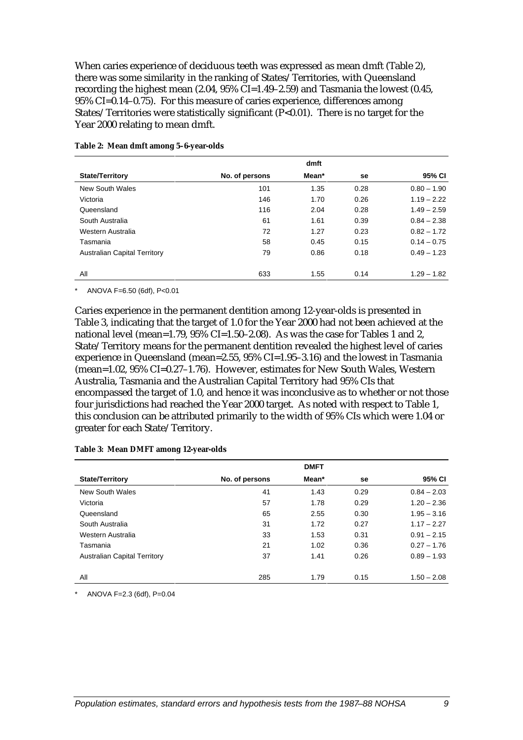When caries experience of deciduous teeth was expressed as mean dmft (Table 2), there was some similarity in the ranking of States/Territories, with Queensland recording the highest mean (2.04, 95% CI=1.49–2.59) and Tasmania the lowest (0.45, 95% CI=0.14–0.75). For this measure of caries experience, differences among States/Territories were statistically significant ($P<0.01$). There is no target for the Year 2000 relating to mean dmft.

**Table 2: Mean dmft among 5–6-year-olds**

| | | dmft | | |
|---|---|---|---|---|
| **State/Territory** | **No. of persons** | **Mean*** | **se** | **95% CI** |
| New South Wales | 101 | 1.35 | 0.28 | 0.80 – 1.90 |
| Victoria | 146 | 1.70 | 0.26 | 1.19 – 2.22 |
| Queensland | 116 | 2.04 | 0.28 | 1.49 – 2.59 |
| South Australia | 61 | 1.61 | 0.39 | 0.84 – 2.38 |
| Western Australia | 72 | 1.27 | 0.23 | 0.82 – 1.72 |
| Tasmania | 58 | 0.45 | 0.15 | 0.14 – 0.75 |
| Australian Capital Territory | 79 | 0.86 | 0.18 | 0.49 – 1.23 |
| All | 633 | 1.55 | 0.14 | 1.29 – 1.82 |

\* ANOVA F=6.50 (6df), $P<0.01$

Caries experience in the permanent dentition among 12-year-olds is presented in Table 3, indicating that the target of 1.0 for the Year 2000 had not been achieved at the national level (mean=1.79, 95% CI=1.50–2.08). As was the case for Tables 1 and 2, State/Territory means for the permanent dentition revealed the highest level of caries experience in Queensland (mean=2.55, 95% CI=1.95–3.16) and the lowest in Tasmania (mean=1.02, 95% CI=0.27–1.76). However, estimates for New South Wales, Western Australia, Tasmania and the Australian Capital Territory had 95% CIs that encompassed the target of 1.0, and hence it was inconclusive as to whether or not those four jurisdictions had reached the Year 2000 target. As noted with respect to Table 1, this conclusion can be attributed primarily to the width of 95% CIs which were 1.04 or greater for each State/Territory.

**Table 3: Mean DMFT among 12-year-olds**

| | | DMFT | | |
|---|---|---|---|---|
| **State/Territory** | **No. of persons** | **Mean*** | **se** | **95% CI** |
| New South Wales | 41 | 1.43 | 0.29 | 0.84 – 2.03 |
| Victoria | 57 | 1.78 | 0.29 | 1.20 – 2.36 |
| Queensland | 65 | 2.55 | 0.30 | 1.95 – 3.16 |
| South Australia | 31 | 1.72 | 0.27 | 1.17 – 2.27 |
| Western Australia | 33 | 1.53 | 0.31 | 0.91 – 2.15 |
| Tasmania | 21 | 1.02 | 0.36 | 0.27 – 1.76 |
| Australian Capital Territory | 37 | 1.41 | 0.26 | 0.89 – 1.93 |
| All | 285 | 1.79 | 0.15 | 1.50 – 2.08 |

\* ANOVA F=2.3 (6df), $P=0.04$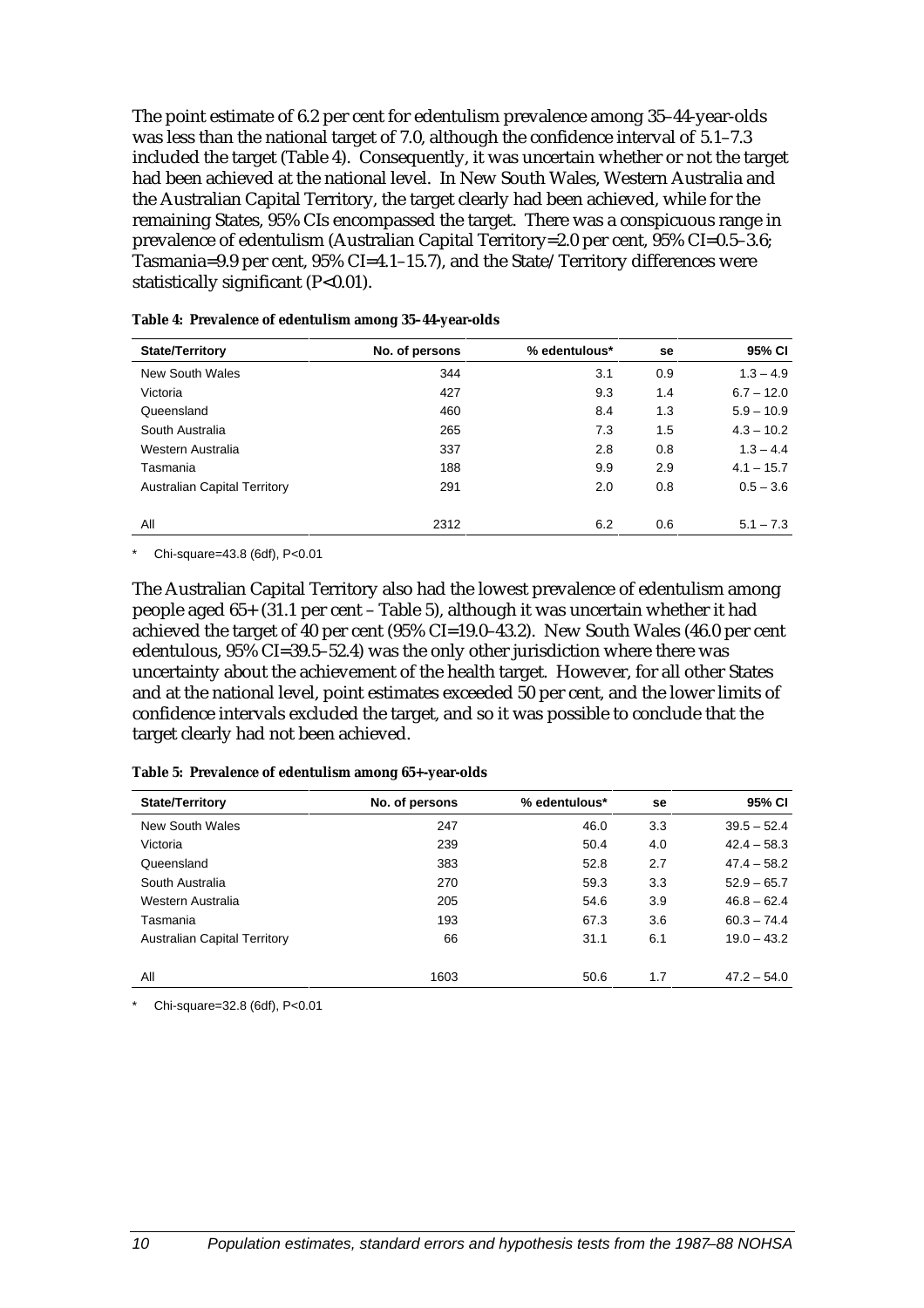The point estimate of 6.2 per cent for edentulism prevalence among 35–44-year-olds was less than the national target of 7.0, although the confidence interval of 5.1–7.3 included the target (Table 4). Consequently, it was uncertain whether or not the target had been achieved at the national level. In New South Wales, Western Australia and the Australian Capital Territory, the target clearly had been achieved, while for the remaining States, 95% CIs encompassed the target. There was a conspicuous range in prevalence of edentulism (Australian Capital Territory=2.0 per cent, 95% CI=0.5–3.6; Tasmania=9.9 per cent, 95% CI=4.1–15.7), and the State/Territory differences were statistically significant (P<0.01).

**Table 4: Prevalence of edentulism among 35–44-year-olds**

| State/Territory | No. of persons | % edentulous* | se | 95% CI |
|---|---|---|---|---|
| New South Wales | 344 | 3.1 | 0.9 | 1.3 – 4.9 |
| Victoria | 427 | 9.3 | 1.4 | 6.7 – 12.0 |
| Queensland | 460 | 8.4 | 1.3 | 5.9 – 10.9 |
| South Australia | 265 | 7.3 | 1.5 | 4.3 – 10.2 |
| Western Australia | 337 | 2.8 | 0.8 | 1.3 – 4.4 |
| Tasmania | 188 | 9.9 | 2.9 | 4.1 – 15.7 |
| Australian Capital Territory | 291 | 2.0 | 0.8 | 0.5 – 3.6 |
| All | 2312 | 6.2 | 0.6 | 5.1 – 7.3 |

\* Chi-square=43.8 (6df), P<0.01

The Australian Capital Territory also had the lowest prevalence of edentulism among people aged 65+ (31.1 per cent – Table 5), although it was uncertain whether it had achieved the target of 40 per cent (95% CI=19.0–43.2). New South Wales (46.0 per cent edentulous, 95% CI=39.5–52.4) was the only other jurisdiction where there was uncertainty about the achievement of the health target. However, for all other States and at the national level, point estimates exceeded 50 per cent, and the lower limits of confidence intervals excluded the target, and so it was possible to conclude that the target clearly had not been achieved.

**Table 5: Prevalence of edentulism among 65+-year-olds**

| State/Territory | No. of persons | % edentulous* | se | 95% CI |
|---|---|---|---|---|
| New South Wales | 247 | 46.0 | 3.3 | 39.5 – 52.4 |
| Victoria | 239 | 50.4 | 4.0 | 42.4 – 58.3 |
| Queensland | 383 | 52.8 | 2.7 | 47.4 – 58.2 |
| South Australia | 270 | 59.3 | 3.3 | 52.9 – 65.7 |
| Western Australia | 205 | 54.6 | 3.9 | 46.8 – 62.4 |
| Tasmania | 193 | 67.3 | 3.6 | 60.3 – 74.4 |
| Australian Capital Territory | 66 | 31.1 | 6.1 | 19.0 – 43.2 |
| All | 1603 | 50.6 | 1.7 | 47.2 – 54.0 |

\* Chi-square=32.8 (6df), P<0.01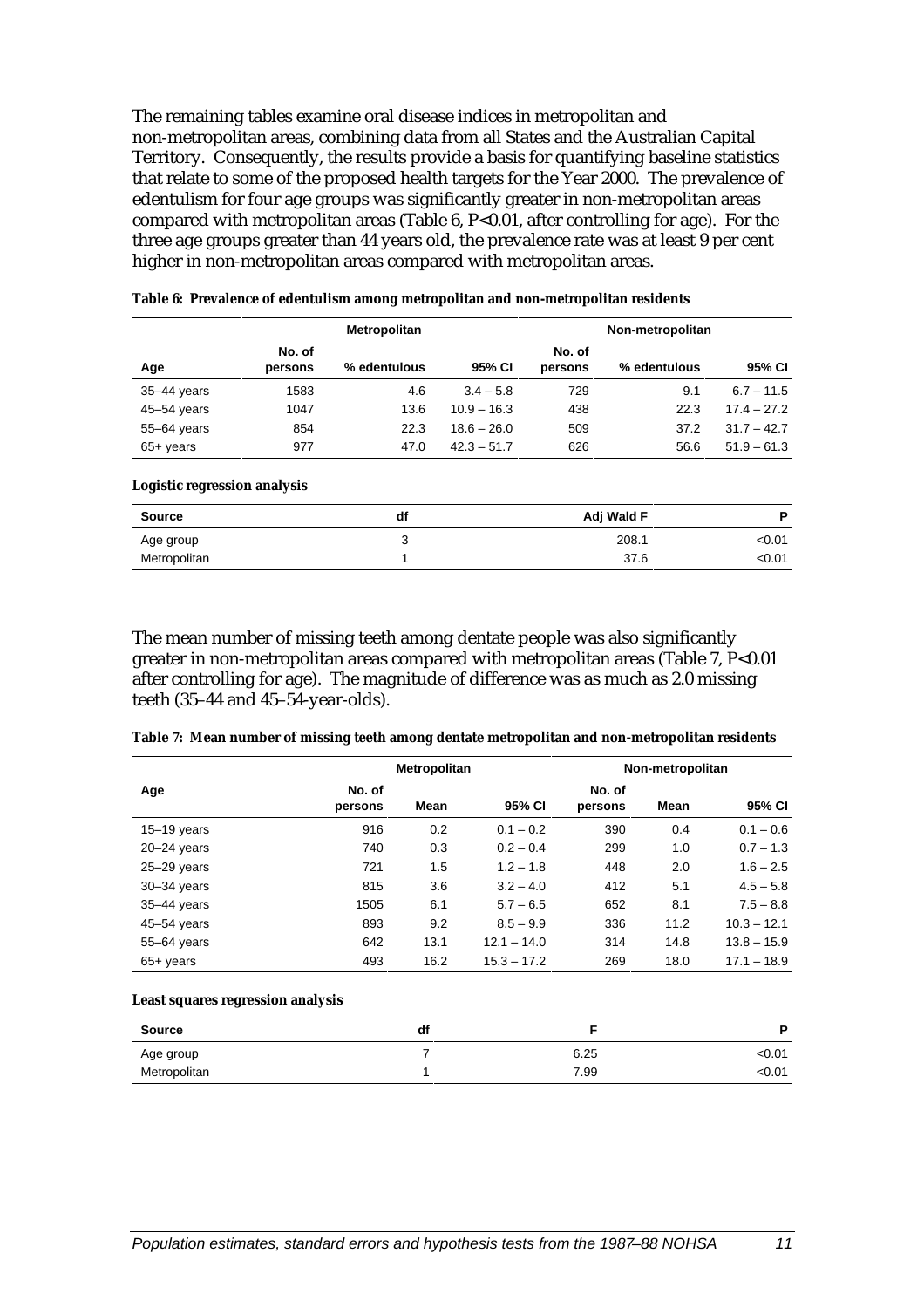The remaining tables examine oral disease indices in metropolitan and non-metropolitan areas, combining data from all States and the Australian Capital Territory. Consequently, the results provide a basis for quantifying baseline statistics that relate to some of the proposed health targets for the Year 2000. The prevalence of edentulism for four age groups was significantly greater in non-metropolitan areas compared with metropolitan areas (Table 6, P<0.01, after controlling for age). For the three age groups greater than 44 years old, the prevalence rate was at least 9 per cent higher in non-metropolitan areas compared with metropolitan areas.

**Table 6: Prevalence of edentulism among metropolitan and non-metropolitan residents**

| | Metropolitan | | | Non-metropolitan | | |
|---|---|---|---|---|---|---|
| Age | No. of persons | % edentulous | 95% CI | No. of persons | % edentulous | 95% CI |
| 35–44 years | 1583 | 4.6 | 3.4 – 5.8 | 729 | 9.1 | 6.7 – 11.5 |
| 45–54 years | 1047 | 13.6 | 10.9 – 16.3 | 438 | 22.3 | 17.4 – 27.2 |
| 55–64 years | 854 | 22.3 | 18.6 – 26.0 | 509 | 37.2 | 31.7 – 42.7 |
| 65+ years | 977 | 47.0 | 42.3 – 51.7 | 626 | 56.6 | 51.9 – 61.3 |

**Logistic regression analysis**

| Source | df | Adj Wald F | P |
|---|---|---|---|
| Age group | 3 | 208.1 | <0.01 |
| Metropolitan | 1 | 37.6 | <0.01 |

The mean number of missing teeth among dentate people was also significantly greater in non-metropolitan areas compared with metropolitan areas (Table 7, P<0.01 after controlling for age). The magnitude of difference was as much as 2.0 missing teeth (35–44 and 45–54-year-olds).

**Table 7: Mean number of missing teeth among dentate metropolitan and non-metropolitan residents**

| | Metropolitan | | | Non-metropolitan | | |
|---|---|---|---|---|---|---|
| Age | No. of persons | Mean | 95% CI | No. of persons | Mean | 95% CI |
| 15–19 years | 916 | 0.2 | 0.1 – 0.2 | 390 | 0.4 | 0.1 – 0.6 |
| 20–24 years | 740 | 0.3 | 0.2 – 0.4 | 299 | 1.0 | 0.7 – 1.3 |
| 25–29 years | 721 | 1.5 | 1.2 – 1.8 | 448 | 2.0 | 1.6 – 2.5 |
| 30–34 years | 815 | 3.6 | 3.2 – 4.0 | 412 | 5.1 | 4.5 – 5.8 |
| 35–44 years | 1505 | 6.1 | 5.7 – 6.5 | 652 | 8.1 | 7.5 – 8.8 |
| 45–54 years | 893 | 9.2 | 8.5 – 9.9 | 336 | 11.2 | 10.3 – 12.1 |
| 55–64 years | 642 | 13.1 | 12.1 – 14.0 | 314 | 14.8 | 13.8 – 15.9 |
| 65+ years | 493 | 16.2 | 15.3 – 17.2 | 269 | 18.0 | 17.1 – 18.9 |

**Least squares regression analysis**

| Source | df | F | P |
|---|---|---|---|
| Age group | 7 | 6.25 | <0.01 |
| Metropolitan | 1 | 7.99 | <0.01 |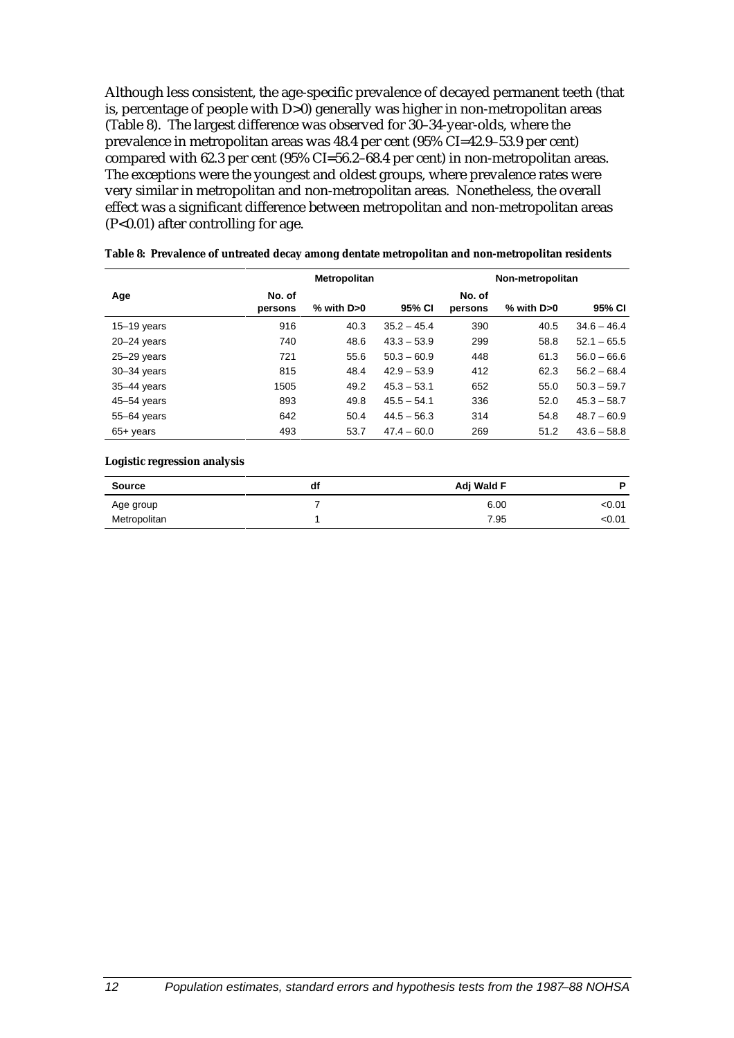Although less consistent, the age-specific prevalence of decayed permanent teeth (that is, percentage of people with D>0) generally was higher in non-metropolitan areas (Table 8). The largest difference was observed for 30–34-year-olds, where the prevalence in metropolitan areas was 48.4 per cent (95% CI=42.9–53.9 per cent) compared with 62.3 per cent (95% CI=56.2–68.4 per cent) in non-metropolitan areas. The exceptions were the youngest and oldest groups, where prevalence rates were very similar in metropolitan and non-metropolitan areas. Nonetheless, the overall effect was a significant difference between metropolitan and non-metropolitan areas (P<0.01) after controlling for age.

**Table 8: Prevalence of untreated decay among dentate metropolitan and non-metropolitan residents**

| | Metropolitan | | | Non-metropolitan | | |
|---|---|---|---|---|---|---|
| Age | No. of persons | % with D>0 | 95% CI | No. of persons | % with D>0 | 95% CI |
| 15–19 years | 916 | 40.3 | 35.2 – 45.4 | 390 | 40.5 | 34.6 – 46.4 |
| 20–24 years | 740 | 48.6 | 43.3 – 53.9 | 299 | 58.8 | 52.1 – 65.5 |
| 25–29 years | 721 | 55.6 | 50.3 – 60.9 | 448 | 61.3 | 56.0 – 66.6 |
| 30–34 years | 815 | 48.4 | 42.9 – 53.9 | 412 | 62.3 | 56.2 – 68.4 |
| 35–44 years | 1505 | 49.2 | 45.3 – 53.1 | 652 | 55.0 | 50.3 – 59.7 |
| 45–54 years | 893 | 49.8 | 45.5 – 54.1 | 336 | 52.0 | 45.3 – 58.7 |
| 55–64 years | 642 | 50.4 | 44.5 – 56.3 | 314 | 54.8 | 48.7 – 60.9 |
| 65+ years | 493 | 53.7 | 47.4 – 60.0 | 269 | 51.2 | 43.6 – 58.8 |

**Logistic regression analysis**

| Source | df | Adj Wald F | P |
|---|---|---|---|
| Age group | 7 | 6.00 | <0.01 |
| Metropolitan | 1 | 7.95 | <0.01 |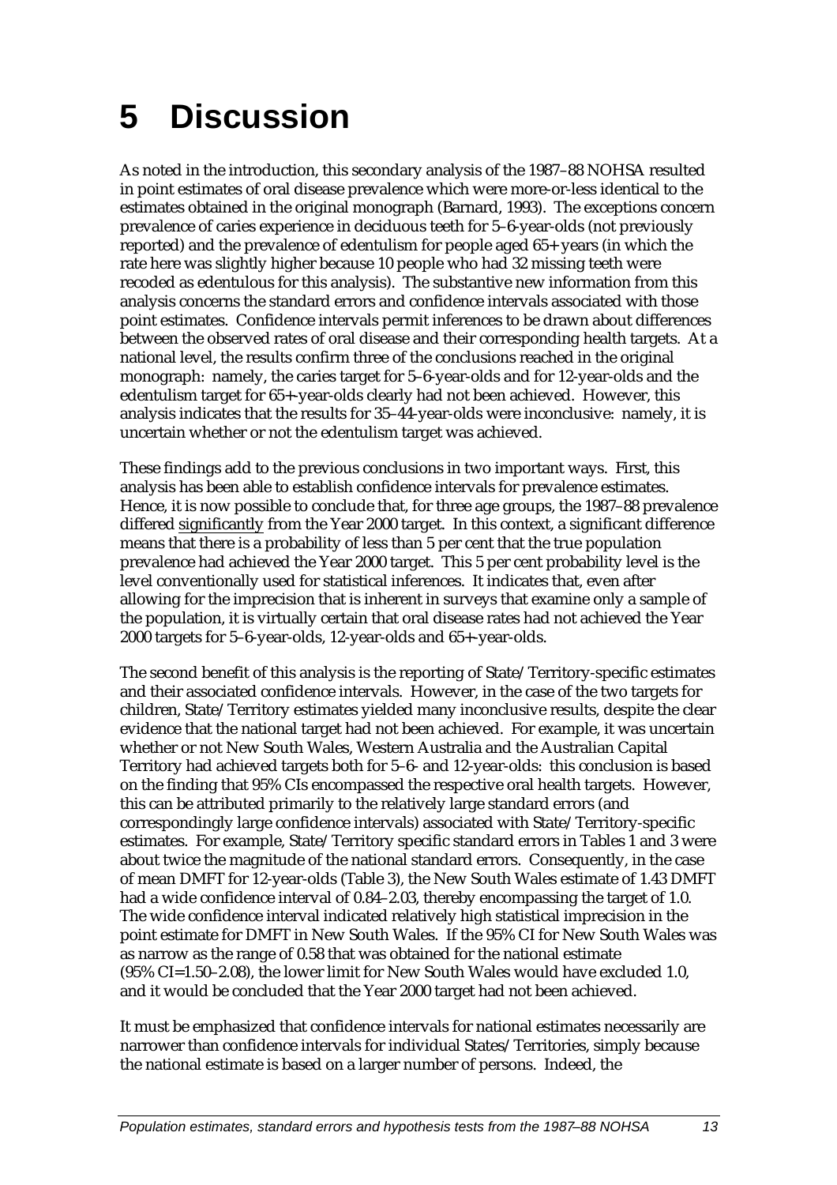# 5 Discussion

As noted in the introduction, this secondary analysis of the 1987–88 NOHSA resulted in point estimates of oral disease prevalence which were more-or-less identical to the estimates obtained in the original monograph (Barnard, 1993). The exceptions concern prevalence of caries experience in deciduous teeth for 5–6-year-olds (not previously reported) and the prevalence of edentulism for people aged 65+ years (in which the rate here was slightly higher because 10 people who had 32 missing teeth were recoded as edentulous for this analysis). The substantive new information from this analysis concerns the standard errors and confidence intervals associated with those point estimates. Confidence intervals permit inferences to be drawn about differences between the observed rates of oral disease and their corresponding health targets. At a national level, the results confirm three of the conclusions reached in the original monograph: namely, the caries target for 5–6-year-olds and for 12-year-olds and the edentulism target for 65+-year-olds clearly had not been achieved. However, this analysis indicates that the results for 35–44-year-olds were inconclusive: namely, it is uncertain whether or not the edentulism target was achieved.

These findings add to the previous conclusions in two important ways. First, this analysis has been able to establish confidence intervals for prevalence estimates. Hence, it is now possible to conclude that, for three age groups, the 1987–88 prevalence differed <u>significantly</u> from the Year 2000 target. In this context, a significant difference means that there is a probability of less than 5 per cent that the true population prevalence had achieved the Year 2000 target. This 5 per cent probability level is the level conventionally used for statistical inferences. It indicates that, even after allowing for the imprecision that is inherent in surveys that examine only a sample of the population, it is virtually certain that oral disease rates had not achieved the Year 2000 targets for 5–6-year-olds, 12-year-olds and 65+-year-olds.

The second benefit of this analysis is the reporting of State/Territory-specific estimates and their associated confidence intervals. However, in the case of the two targets for children, State/Territory estimates yielded many inconclusive results, despite the clear evidence that the national target had not been achieved. For example, it was uncertain whether or not New South Wales, Western Australia and the Australian Capital Territory had achieved targets both for 5–6- and 12-year-olds: this conclusion is based on the finding that 95% CIs encompassed the respective oral health targets. However, this can be attributed primarily to the relatively large standard errors (and correspondingly large confidence intervals) associated with State/Territory-specific estimates. For example, State/Territory specific standard errors in Tables 1 and 3 were about twice the magnitude of the national standard errors. Consequently, in the case of mean DMFT for 12-year-olds (Table 3), the New South Wales estimate of 1.43 DMFT had a wide confidence interval of 0.84–2.03, thereby encompassing the target of 1.0. The wide confidence interval indicated relatively high statistical imprecision in the point estimate for DMFT in New South Wales. If the 95% CI for New South Wales was as narrow as the range of 0.58 that was obtained for the national estimate (95% CI=1.50–2.08), the lower limit for New South Wales would have excluded 1.0, and it would be concluded that the Year 2000 target had not been achieved.

It must be emphasized that confidence intervals for national estimates necessarily are narrower than confidence intervals for individual States/Territories, simply because the national estimate is based on a larger number of persons. Indeed, the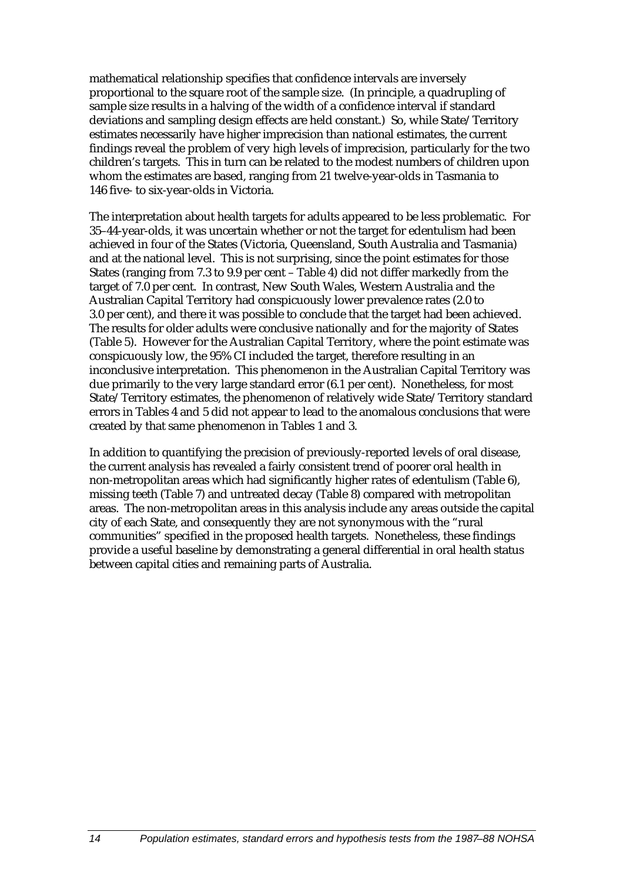mathematical relationship specifies that confidence intervals are inversely proportional to the square root of the sample size. (In principle, a quadrupling of sample size results in a halving of the width of a confidence interval if standard deviations and sampling design effects are held constant.) So, while State/Territory estimates necessarily have higher imprecision than national estimates, the current findings reveal the problem of very high levels of imprecision, particularly for the two children's targets. This in turn can be related to the modest numbers of children upon whom the estimates are based, ranging from 21 twelve-year-olds in Tasmania to 146 five- to six-year-olds in Victoria.

The interpretation about health targets for adults appeared to be less problematic. For 35–44-year-olds, it was uncertain whether or not the target for edentulism had been achieved in four of the States (Victoria, Queensland, South Australia and Tasmania) and at the national level. This is not surprising, since the point estimates for those States (ranging from 7.3 to 9.9 per cent – Table 4) did not differ markedly from the target of 7.0 per cent. In contrast, New South Wales, Western Australia and the Australian Capital Territory had conspicuously lower prevalence rates (2.0 to 3.0 per cent), and there it was possible to conclude that the target had been achieved. The results for older adults were conclusive nationally and for the majority of States (Table 5). However for the Australian Capital Territory, where the point estimate was conspicuously low, the 95% CI included the target, therefore resulting in an inconclusive interpretation. This phenomenon in the Australian Capital Territory was due primarily to the very large standard error (6.1 per cent). Nonetheless, for most State/Territory estimates, the phenomenon of relatively wide State/Territory standard errors in Tables 4 and 5 did not appear to lead to the anomalous conclusions that were created by that same phenomenon in Tables 1 and 3.

In addition to quantifying the precision of previously-reported levels of oral disease, the current analysis has revealed a fairly consistent trend of poorer oral health in non-metropolitan areas which had significantly higher rates of edentulism (Table 6), missing teeth (Table 7) and untreated decay (Table 8) compared with metropolitan areas. The non-metropolitan areas in this analysis include any areas outside the capital city of each State, and consequently they are not synonymous with the "rural communities" specified in the proposed health targets. Nonetheless, these findings provide a useful baseline by demonstrating a general differential in oral health status between capital cities and remaining parts of Australia.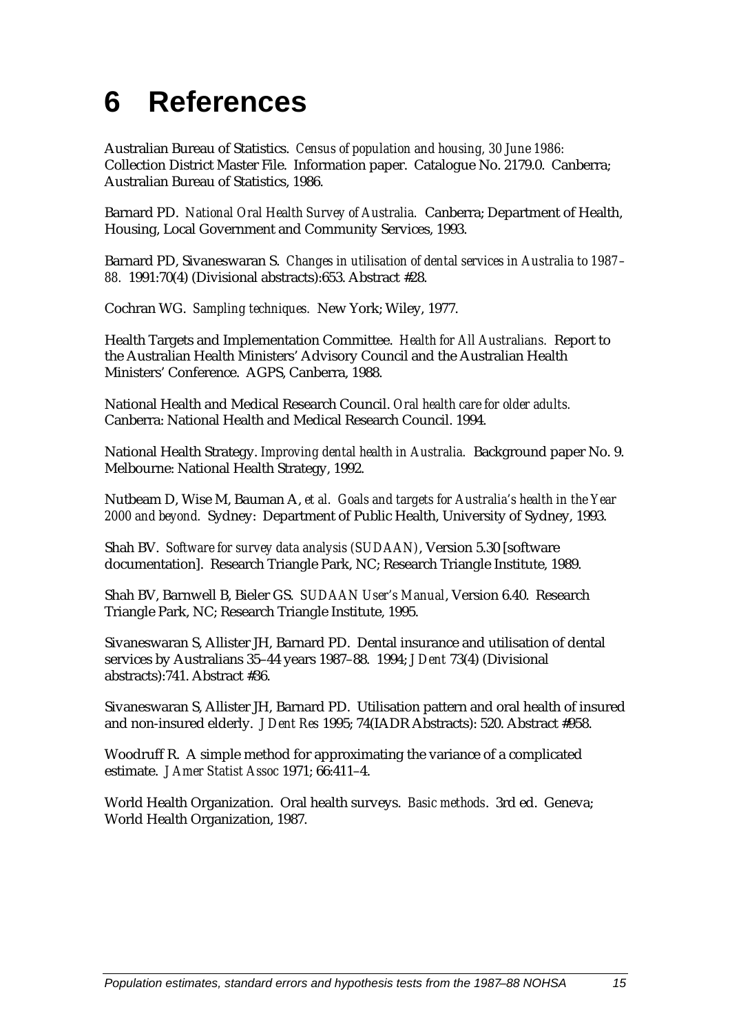# 6 References

Australian Bureau of Statistics. *Census of population and housing, 30 June 1986:* Collection District Master File. Information paper. Catalogue No. 2179.0. Canberra; Australian Bureau of Statistics, 1986.

Barnard PD. *National Oral Health Survey of Australia.* Canberra; Department of Health, Housing, Local Government and Community Services, 1993.

Barnard PD, Sivaneswaran S. *Changes in utilisation of dental services in Australia to 1987–88.* 1991:70(4) (Divisional abstracts):653. Abstract #28.

Cochran WG. *Sampling techniques.* New York; Wiley, 1977.

Health Targets and Implementation Committee. *Health for All Australians.* Report to the Australian Health Ministers' Advisory Council and the Australian Health Ministers' Conference. AGPS, Canberra, 1988.

National Health and Medical Research Council. *Oral health care for older adults.* Canberra: National Health and Medical Research Council. 1994.

National Health Strategy. *Improving dental health in Australia.* Background paper No. 9. Melbourne: National Health Strategy, 1992.

Nutbeam D, Wise M, Bauman A, *et al. Goals and targets for Australia's health in the Year 2000 and beyond.* Sydney: Department of Public Health, University of Sydney, 1993.

Shah BV. *Software for survey data analysis (SUDAAN)*, Version 5.30 [software documentation]. Research Triangle Park, NC; Research Triangle Institute, 1989.

Shah BV, Barnwell B, Bieler GS. *SUDAAN User's Manual*, Version 6.40. Research Triangle Park, NC; Research Triangle Institute, 1995.

Sivaneswaran S, Allister JH, Barnard PD. Dental insurance and utilisation of dental services by Australians 35–44 years 1987–88. 1994; *J Dent* 73(4) (Divisional abstracts):741. Abstract #36.

Sivaneswaran S, Allister JH, Barnard PD. Utilisation pattern and oral health of insured and non-insured elderly. *J Dent Res* 1995; 74(IADR Abstracts): 520. Abstract #958.

Woodruff R. A simple method for approximating the variance of a complicated estimate. *J Amer Statist Assoc* 1971; 66:411–4.

World Health Organization. Oral health surveys. *Basic methods*. 3rd ed. Geneva; World Health Organization, 1987.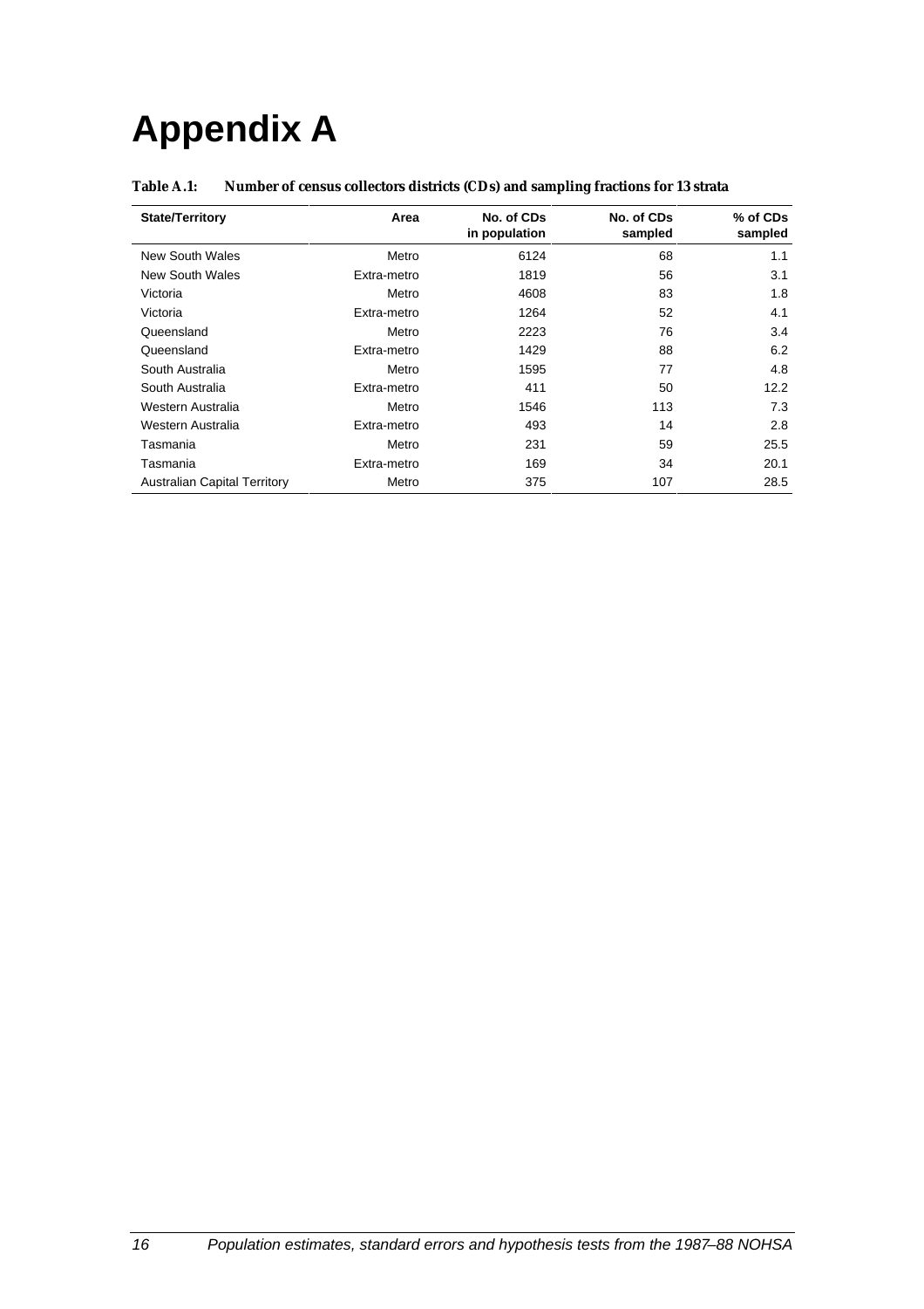# Appendix A

**Table A.1: Number of census collectors districts (CDs) and sampling fractions for 13 strata**

| State/Territory | Area | No. of CDs in population | No. of CDs sampled | % of CDs sampled |
|---|---|---|---|---|
| New South Wales | Metro | 6124 | 68 | 1.1 |
| New South Wales | Extra-metro | 1819 | 56 | 3.1 |
| Victoria | Metro | 4608 | 83 | 1.8 |
| Victoria | Extra-metro | 1264 | 52 | 4.1 |
| Queensland | Metro | 2223 | 76 | 3.4 |
| Queensland | Extra-metro | 1429 | 88 | 6.2 |
| South Australia | Metro | 1595 | 77 | 4.8 |
| South Australia | Extra-metro | 411 | 50 | 12.2 |
| Western Australia | Metro | 1546 | 113 | 7.3 |
| Western Australia | Extra-metro | 493 | 14 | 2.8 |
| Tasmania | Metro | 231 | 59 | 25.5 |
| Tasmania | Extra-metro | 169 | 34 | 20.1 |
| Australian Capital Territory | Metro | 375 | 107 | 28.5 |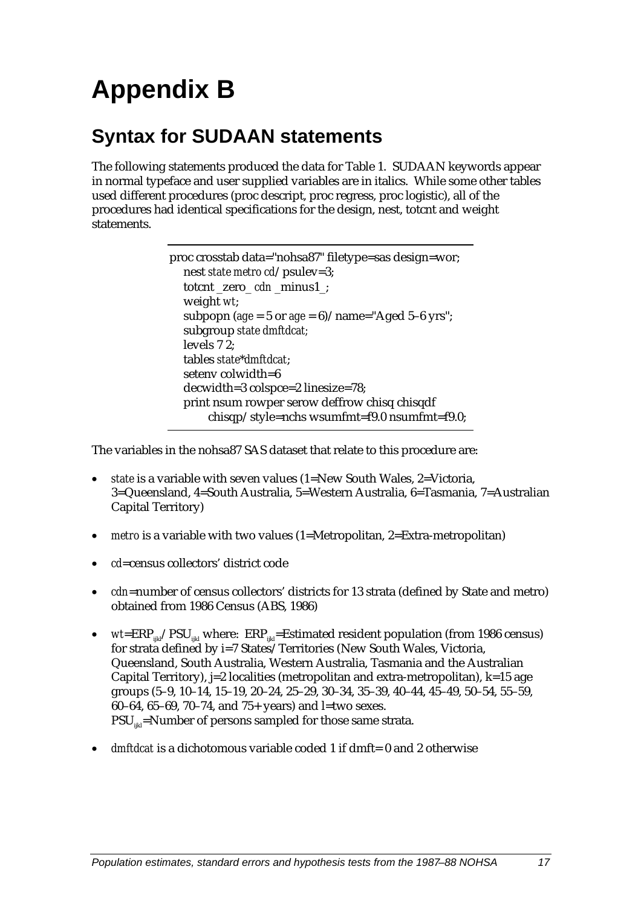# Appendix B

## Syntax for SUDAAN statements

The following statements produced the data for Table 1. SUDAAN keywords appear in normal typeface and user supplied variables are in italics. While some other tables used different procedures (proc descript, proc regress, proc logistic), all of the procedures had identical specifications for the design, nest, totcnt and weight statements.

```
proc crosstab data="nohsa87" filetype=sas design=wor;
   nest state metro cd/psulev=3;
   totcnt _zero_ cdn _minus1_;
   weight wt;
   subpopn (age = 5 or age = 6)/name="Aged 5–6 yrs";
   subgroup state dmftdcat;
   levels 7 2;
   tables state*dmftdcat;
   setenv colwidth=6
   decwidth=3 colspce=2 linesize=78;
   print nsum rowper serow deffrow chisq chisqdf
         chisqp/style=nchs wsumfmt=f9.0 nsumfmt=f9.0;
```

The variables in the nohsa87 SAS dataset that relate to this procedure are:

- *state* is a variable with seven values (1=New South Wales, 2=Victoria, 3=Queensland, 4=South Australia, 5=Western Australia, 6=Tasmania, 7=Australian Capital Territory)
- *metro* is a variable with two values (1=Metropolitan, 2=Extra-metropolitan)
- *cd*=census collectors' district code
- *cdn*=number of census collectors' districts for 13 strata (defined by State and metro) obtained from 1986 Census (ABS, 1986)
- *wt*=$ERP_{ijkl}$/$PSU_{ijkl}$ where: $ERP_{ijkl}$=Estimated resident population (from 1986 census) for strata defined by i=7 States/Territories (New South Wales, Victoria, Queensland, South Australia, Western Australia, Tasmania and the Australian Capital Territory), j=2 localities (metropolitan and extra-metropolitan), k=15 age groups (5–9, 10–14, 15–19, 20–24, 25–29, 30–34, 35–39, 40–44, 45–49, 50–54, 55–59, 60–64, 65–69, 70–74, and 75+ years) and l=two sexes.
  $PSU_{ijkl}$=Number of persons sampled for those same strata.
- *dmftdcat* is a dichotomous variable coded 1 if dmft= 0 and 2 otherwise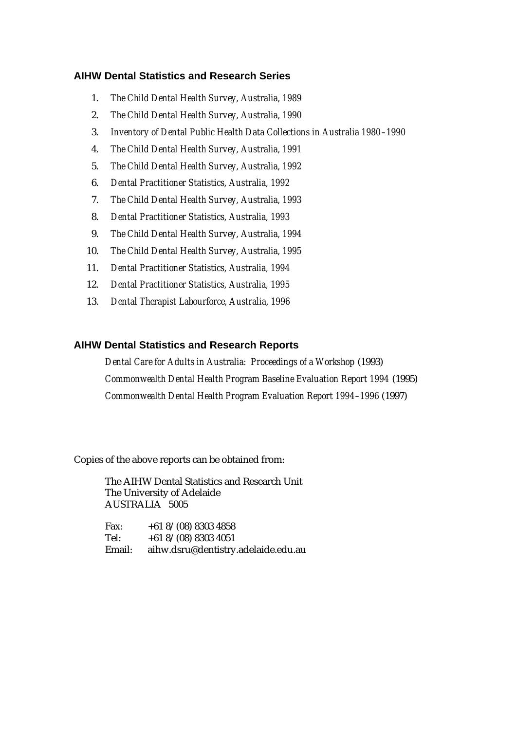## AIHW Dental Statistics and Research Series

1. *The Child Dental Health Survey, Australia, 1989*
2. *The Child Dental Health Survey, Australia, 1990*
3. *Inventory of Dental Public Health Data Collections in Australia 1980–1990*
4. *The Child Dental Health Survey, Australia, 1991*
5. *The Child Dental Health Survey, Australia, 1992*
6. *Dental Practitioner Statistics, Australia, 1992*
7. *The Child Dental Health Survey, Australia, 1993*
8. *Dental Practitioner Statistics, Australia, 1993*
9. *The Child Dental Health Survey, Australia, 1994*
10. *The Child Dental Health Survey, Australia, 1995*
11. *Dental Practitioner Statistics, Australia, 1994*
12. *Dental Practitioner Statistics, Australia, 1995*
13. *Dental Therapist Labourforce, Australia, 1996*

## AIHW Dental Statistics and Research Reports

*Dental Care for Adults in Australia: Proceedings of a Workshop* (1993)

*Commonwealth Dental Health Program Baseline Evaluation Report 1994* (1995)

*Commonwealth Dental Health Program Evaluation Report 1994–1996* (1997)

Copies of the above reports can be obtained from:

The AIHW Dental Statistics and Research Unit
The University of Adelaide
AUSTRALIA 5005

Fax: +61 8/(08) 8303 4858
Tel: +61 8/(08) 8303 4051
Email: aihw.dsru@dentistry.adelaide.edu.au